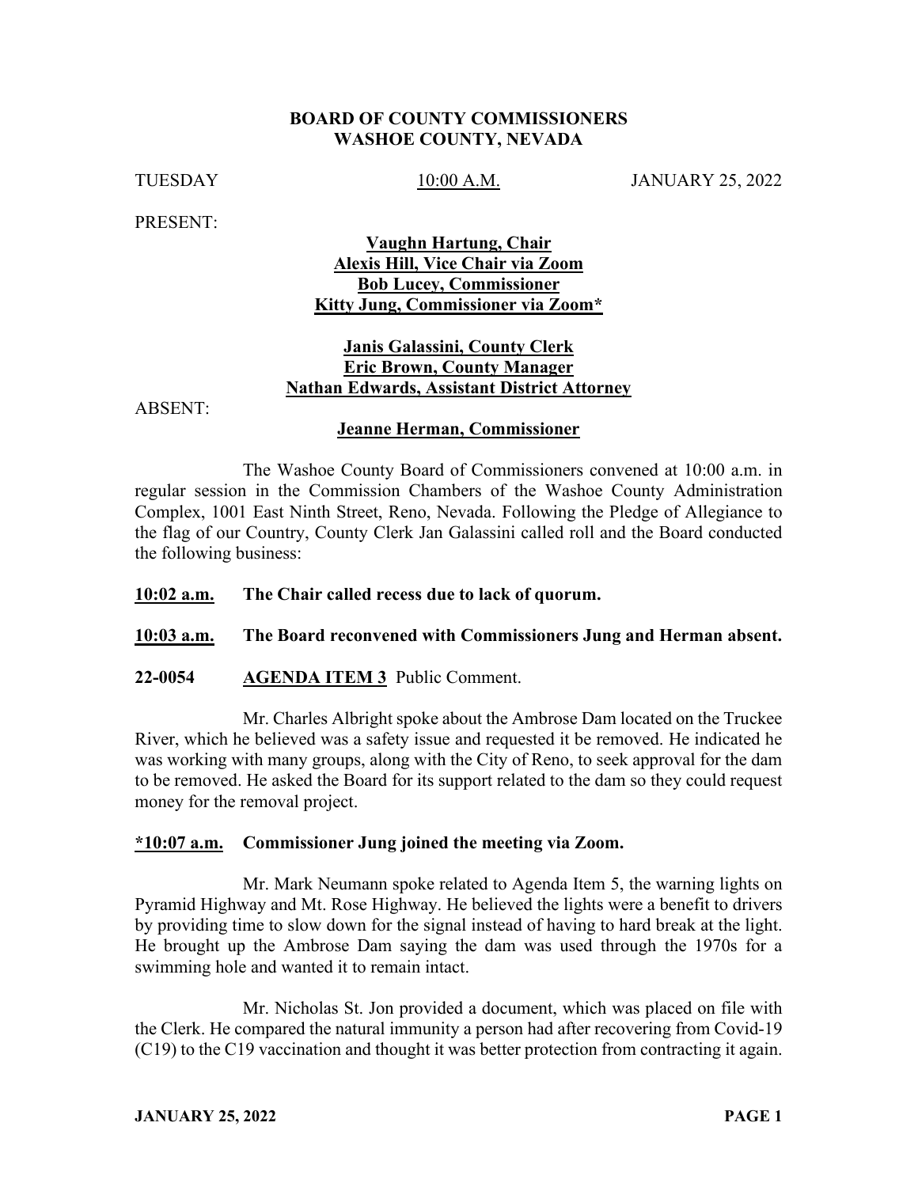**BOARD OF COUNTY COMMISSIONERS**
**WASHOE COUNTY, NEVADA**

TUESDAY 10:00 A.M. JANUARY 25, 2022

PRESENT:

**Vaughn Hartung, Chair**
**Alexis Hill, Vice Chair via Zoom**
**Bob Lucey, Commissioner**
**Kitty Jung, Commissioner via Zoom***

**Janis Galassini, County Clerk**
**Eric Brown, County Manager**
**Nathan Edwards, Assistant District Attorney**

ABSENT:

**Jeanne Herman, Commissioner**

The Washoe County Board of Commissioners convened at 10:00 a.m. in regular session in the Commission Chambers of the Washoe County Administration Complex, 1001 East Ninth Street, Reno, Nevada. Following the Pledge of Allegiance to the flag of our Country, County Clerk Jan Galassini called roll and the Board conducted the following business:

**10:02 a.m. The Chair called recess due to lack of quorum.**

**10:03 a.m. The Board reconvened with Commissioners Jung and Herman absent.**

**22-0054 AGENDA ITEM 3** Public Comment.

Mr. Charles Albright spoke about the Ambrose Dam located on the Truckee River, which he believed was a safety issue and requested it be removed. He indicated he was working with many groups, along with the City of Reno, to seek approval for the dam to be removed. He asked the Board for its support related to the dam so they could request money for the removal project.

**\*10:07 a.m. Commissioner Jung joined the meeting via Zoom.**

Mr. Mark Neumann spoke related to Agenda Item 5, the warning lights on Pyramid Highway and Mt. Rose Highway. He believed the lights were a benefit to drivers by providing time to slow down for the signal instead of having to hard break at the light. He brought up the Ambrose Dam saying the dam was used through the 1970s for a swimming hole and wanted it to remain intact.

Mr. Nicholas St. Jon provided a document, which was placed on file with the Clerk. He compared the natural immunity a person had after recovering from Covid-19 (C19) to the C19 vaccination and thought it was better protection from contracting it again.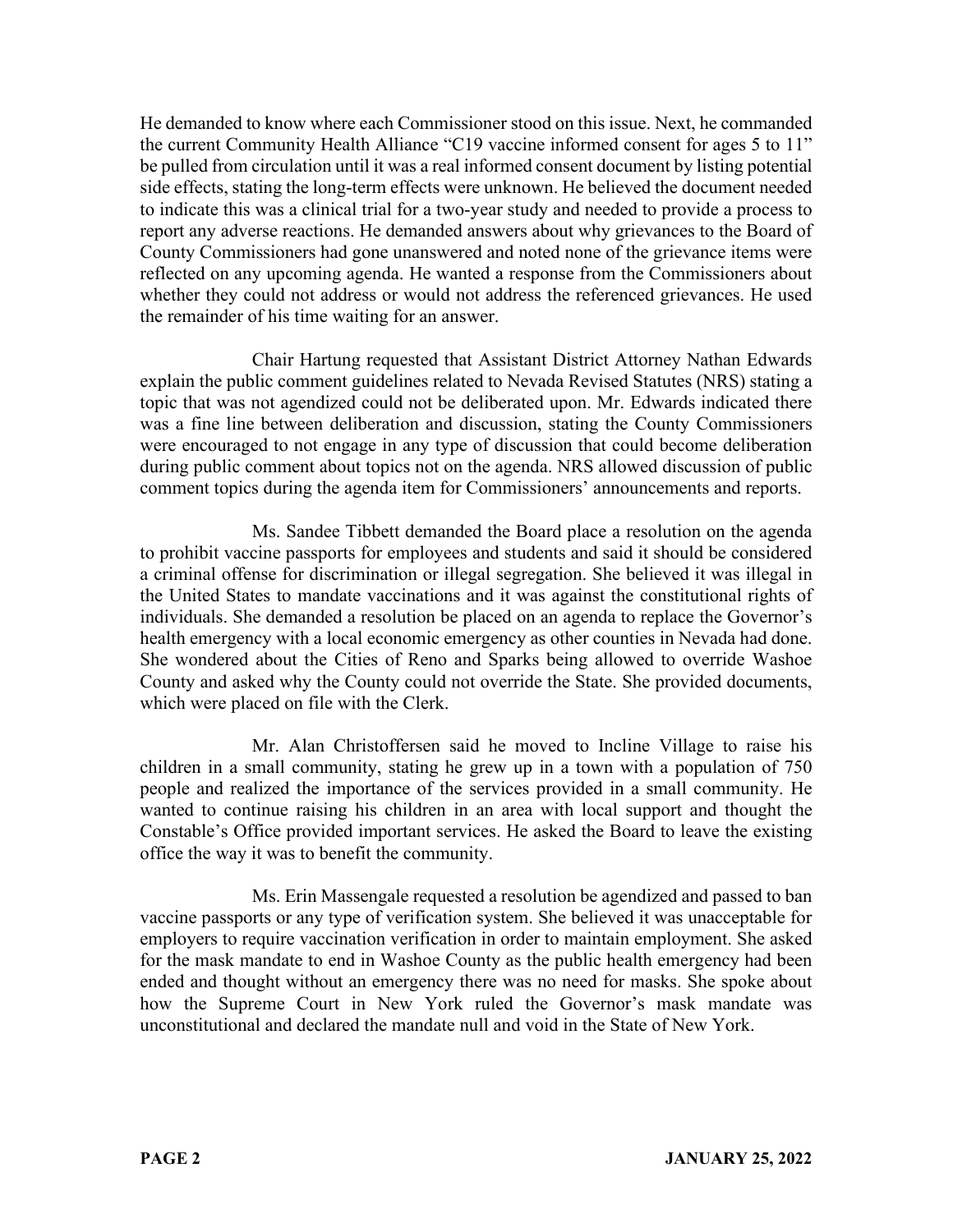He demanded to know where each Commissioner stood on this issue. Next, he commanded the current Community Health Alliance "C19 vaccine informed consent for ages 5 to 11" be pulled from circulation until it was a real informed consent document by listing potential side effects, stating the long-term effects were unknown. He believed the document needed to indicate this was a clinical trial for a two-year study and needed to provide a process to report any adverse reactions. He demanded answers about why grievances to the Board of County Commissioners had gone unanswered and noted none of the grievance items were reflected on any upcoming agenda. He wanted a response from the Commissioners about whether they could not address or would not address the referenced grievances. He used the remainder of his time waiting for an answer.

Chair Hartung requested that Assistant District Attorney Nathan Edwards explain the public comment guidelines related to Nevada Revised Statutes (NRS) stating a topic that was not agendized could not be deliberated upon. Mr. Edwards indicated there was a fine line between deliberation and discussion, stating the County Commissioners were encouraged to not engage in any type of discussion that could become deliberation during public comment about topics not on the agenda. NRS allowed discussion of public comment topics during the agenda item for Commissioners' announcements and reports.

Ms. Sandee Tibbett demanded the Board place a resolution on the agenda to prohibit vaccine passports for employees and students and said it should be considered a criminal offense for discrimination or illegal segregation. She believed it was illegal in the United States to mandate vaccinations and it was against the constitutional rights of individuals. She demanded a resolution be placed on an agenda to replace the Governor's health emergency with a local economic emergency as other counties in Nevada had done. She wondered about the Cities of Reno and Sparks being allowed to override Washoe County and asked why the County could not override the State. She provided documents, which were placed on file with the Clerk.

Mr. Alan Christoffersen said he moved to Incline Village to raise his children in a small community, stating he grew up in a town with a population of 750 people and realized the importance of the services provided in a small community. He wanted to continue raising his children in an area with local support and thought the Constable's Office provided important services. He asked the Board to leave the existing office the way it was to benefit the community.

Ms. Erin Massengale requested a resolution be agendized and passed to ban vaccine passports or any type of verification system. She believed it was unacceptable for employers to require vaccination verification in order to maintain employment. She asked for the mask mandate to end in Washoe County as the public health emergency had been ended and thought without an emergency there was no need for masks. She spoke about how the Supreme Court in New York ruled the Governor's mask mandate was unconstitutional and declared the mandate null and void in the State of New York.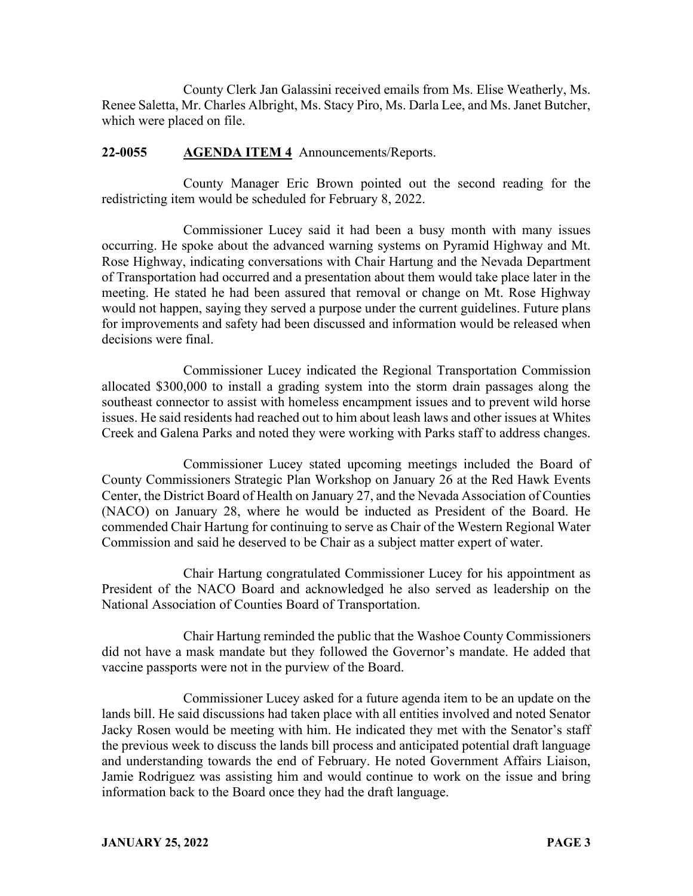County Clerk Jan Galassini received emails from Ms. Elise Weatherly, Ms. Renee Saletta, Mr. Charles Albright, Ms. Stacy Piro, Ms. Darla Lee, and Ms. Janet Butcher, which were placed on file.

**22-0055 AGENDA ITEM 4** Announcements/Reports.

County Manager Eric Brown pointed out the second reading for the redistricting item would be scheduled for February 8, 2022.

Commissioner Lucey said it had been a busy month with many issues occurring. He spoke about the advanced warning systems on Pyramid Highway and Mt. Rose Highway, indicating conversations with Chair Hartung and the Nevada Department of Transportation had occurred and a presentation about them would take place later in the meeting. He stated he had been assured that removal or change on Mt. Rose Highway would not happen, saying they served a purpose under the current guidelines. Future plans for improvements and safety had been discussed and information would be released when decisions were final.

Commissioner Lucey indicated the Regional Transportation Commission allocated $300,000 to install a grading system into the storm drain passages along the southeast connector to assist with homeless encampment issues and to prevent wild horse issues. He said residents had reached out to him about leash laws and other issues at Whites Creek and Galena Parks and noted they were working with Parks staff to address changes.

Commissioner Lucey stated upcoming meetings included the Board of County Commissioners Strategic Plan Workshop on January 26 at the Red Hawk Events Center, the District Board of Health on January 27, and the Nevada Association of Counties (NACO) on January 28, where he would be inducted as President of the Board. He commended Chair Hartung for continuing to serve as Chair of the Western Regional Water Commission and said he deserved to be Chair as a subject matter expert of water.

Chair Hartung congratulated Commissioner Lucey for his appointment as President of the NACO Board and acknowledged he also served as leadership on the National Association of Counties Board of Transportation.

Chair Hartung reminded the public that the Washoe County Commissioners did not have a mask mandate but they followed the Governor's mandate. He added that vaccine passports were not in the purview of the Board.

Commissioner Lucey asked for a future agenda item to be an update on the lands bill. He said discussions had taken place with all entities involved and noted Senator Jacky Rosen would be meeting with him. He indicated they met with the Senator's staff the previous week to discuss the lands bill process and anticipated potential draft language and understanding towards the end of February. He noted Government Affairs Liaison, Jamie Rodriguez was assisting him and would continue to work on the issue and bring information back to the Board once they had the draft language.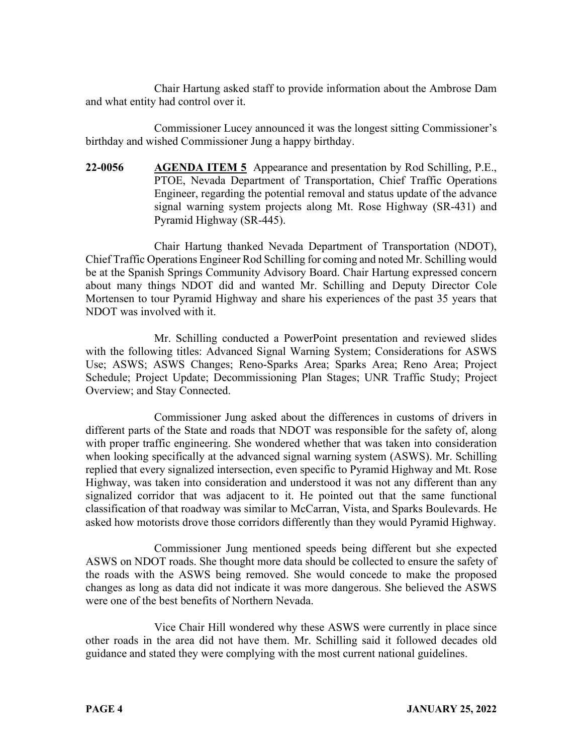Chair Hartung asked staff to provide information about the Ambrose Dam and what entity had control over it.

Commissioner Lucey announced it was the longest sitting Commissioner's birthday and wished Commissioner Jung a happy birthday.

**22-0056** **AGENDA ITEM 5** Appearance and presentation by Rod Schilling, P.E., PTOE, Nevada Department of Transportation, Chief Traffic Operations Engineer, regarding the potential removal and status update of the advance signal warning system projects along Mt. Rose Highway (SR-431) and Pyramid Highway (SR-445).

Chair Hartung thanked Nevada Department of Transportation (NDOT), Chief Traffic Operations Engineer Rod Schilling for coming and noted Mr. Schilling would be at the Spanish Springs Community Advisory Board. Chair Hartung expressed concern about many things NDOT did and wanted Mr. Schilling and Deputy Director Cole Mortensen to tour Pyramid Highway and share his experiences of the past 35 years that NDOT was involved with it.

Mr. Schilling conducted a PowerPoint presentation and reviewed slides with the following titles: Advanced Signal Warning System; Considerations for ASWS Use; ASWS; ASWS Changes; Reno-Sparks Area; Sparks Area; Reno Area; Project Schedule; Project Update; Decommissioning Plan Stages; UNR Traffic Study; Project Overview; and Stay Connected.

Commissioner Jung asked about the differences in customs of drivers in different parts of the State and roads that NDOT was responsible for the safety of, along with proper traffic engineering. She wondered whether that was taken into consideration when looking specifically at the advanced signal warning system (ASWS). Mr. Schilling replied that every signalized intersection, even specific to Pyramid Highway and Mt. Rose Highway, was taken into consideration and understood it was not any different than any signalized corridor that was adjacent to it. He pointed out that the same functional classification of that roadway was similar to McCarran, Vista, and Sparks Boulevards. He asked how motorists drove those corridors differently than they would Pyramid Highway.

Commissioner Jung mentioned speeds being different but she expected ASWS on NDOT roads. She thought more data should be collected to ensure the safety of the roads with the ASWS being removed. She would concede to make the proposed changes as long as data did not indicate it was more dangerous. She believed the ASWS were one of the best benefits of Northern Nevada.

Vice Chair Hill wondered why these ASWS were currently in place since other roads in the area did not have them. Mr. Schilling said it followed decades old guidance and stated they were complying with the most current national guidelines.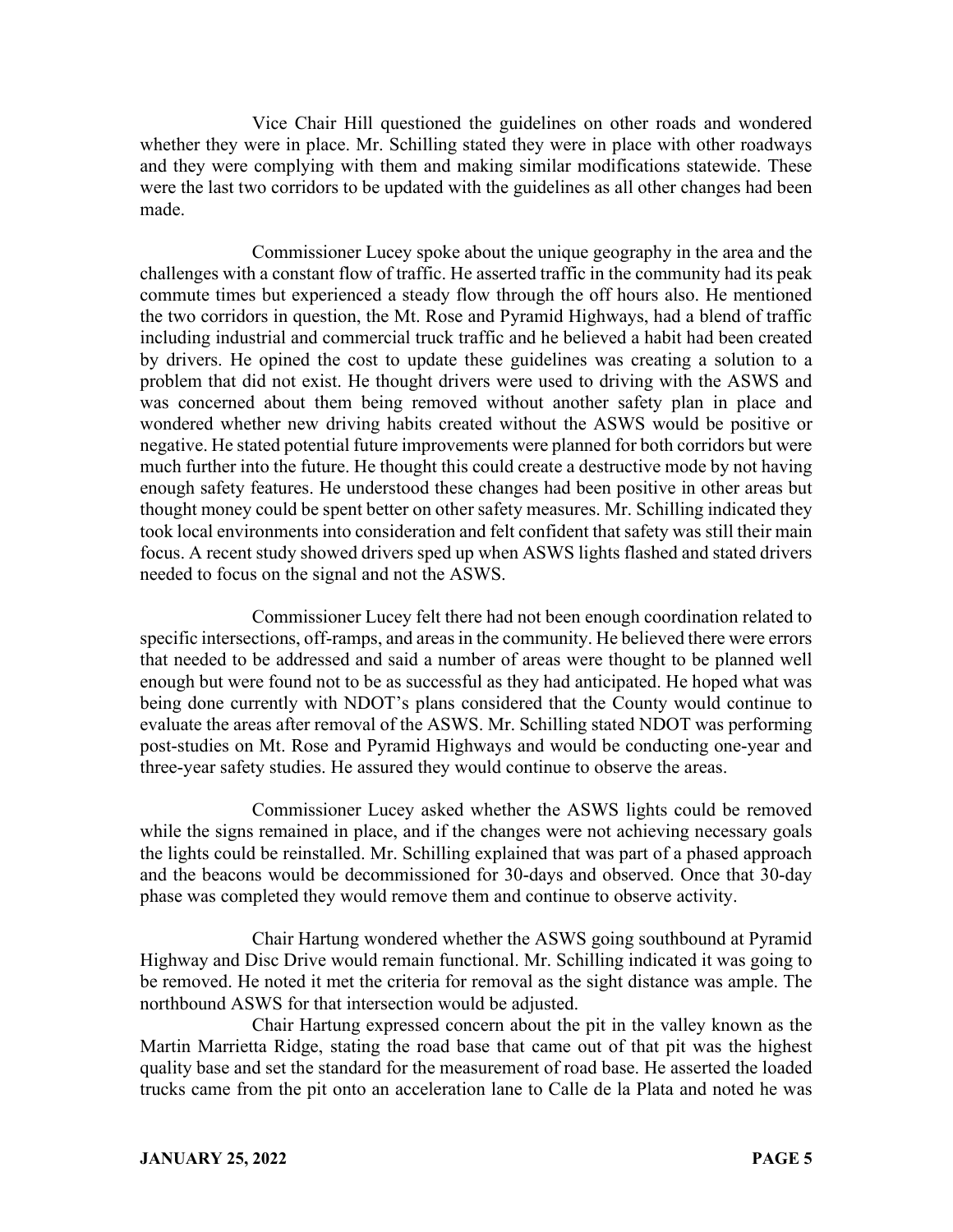Vice Chair Hill questioned the guidelines on other roads and wondered whether they were in place. Mr. Schilling stated they were in place with other roadways and they were complying with them and making similar modifications statewide. These were the last two corridors to be updated with the guidelines as all other changes had been made.

Commissioner Lucey spoke about the unique geography in the area and the challenges with a constant flow of traffic. He asserted traffic in the community had its peak commute times but experienced a steady flow through the off hours also. He mentioned the two corridors in question, the Mt. Rose and Pyramid Highways, had a blend of traffic including industrial and commercial truck traffic and he believed a habit had been created by drivers. He opined the cost to update these guidelines was creating a solution to a problem that did not exist. He thought drivers were used to driving with the ASWS and was concerned about them being removed without another safety plan in place and wondered whether new driving habits created without the ASWS would be positive or negative. He stated potential future improvements were planned for both corridors but were much further into the future. He thought this could create a destructive mode by not having enough safety features. He understood these changes had been positive in other areas but thought money could be spent better on other safety measures. Mr. Schilling indicated they took local environments into consideration and felt confident that safety was still their main focus. A recent study showed drivers sped up when ASWS lights flashed and stated drivers needed to focus on the signal and not the ASWS.

Commissioner Lucey felt there had not been enough coordination related to specific intersections, off-ramps, and areas in the community. He believed there were errors that needed to be addressed and said a number of areas were thought to be planned well enough but were found not to be as successful as they had anticipated. He hoped what was being done currently with NDOT's plans considered that the County would continue to evaluate the areas after removal of the ASWS. Mr. Schilling stated NDOT was performing post-studies on Mt. Rose and Pyramid Highways and would be conducting one-year and three-year safety studies. He assured they would continue to observe the areas.

Commissioner Lucey asked whether the ASWS lights could be removed while the signs remained in place, and if the changes were not achieving necessary goals the lights could be reinstalled. Mr. Schilling explained that was part of a phased approach and the beacons would be decommissioned for 30-days and observed. Once that 30-day phase was completed they would remove them and continue to observe activity.

Chair Hartung wondered whether the ASWS going southbound at Pyramid Highway and Disc Drive would remain functional. Mr. Schilling indicated it was going to be removed. He noted it met the criteria for removal as the sight distance was ample. The northbound ASWS for that intersection would be adjusted.

Chair Hartung expressed concern about the pit in the valley known as the Martin Marrietta Ridge, stating the road base that came out of that pit was the highest quality base and set the standard for the measurement of road base. He asserted the loaded trucks came from the pit onto an acceleration lane to Calle de la Plata and noted he was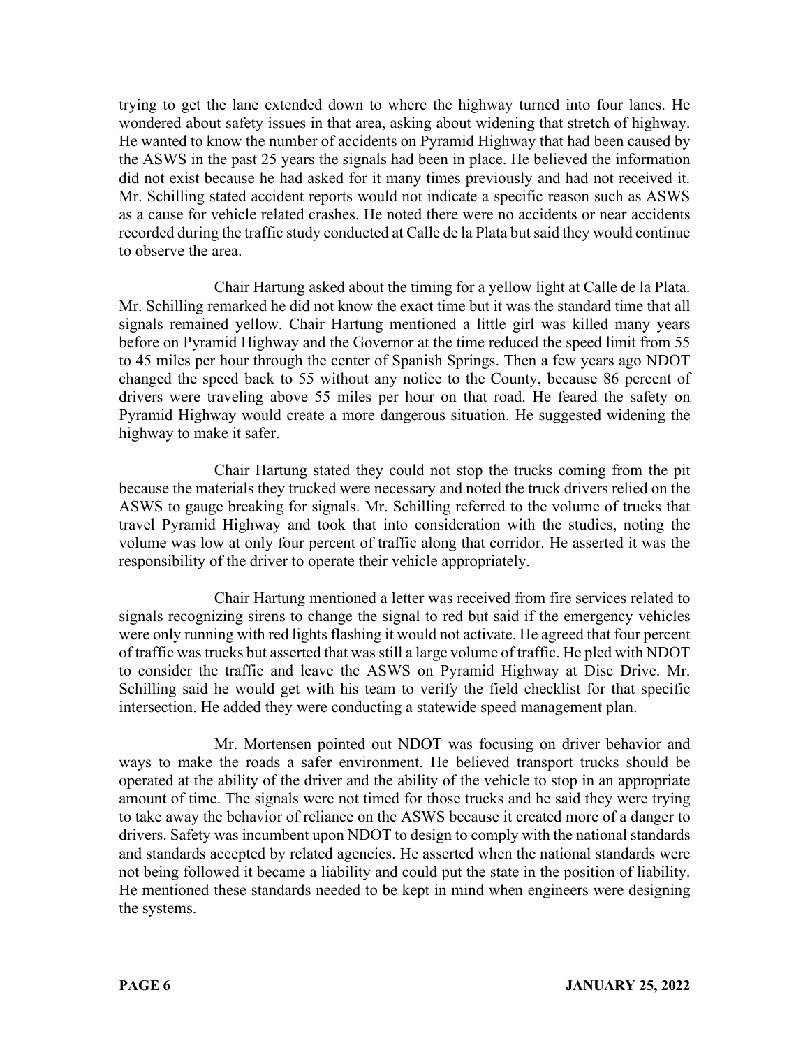trying to get the lane extended down to where the highway turned into four lanes. He wondered about safety issues in that area, asking about widening that stretch of highway. He wanted to know the number of accidents on Pyramid Highway that had been caused by the ASWS in the past 25 years the signals had been in place. He believed the information did not exist because he had asked for it many times previously and had not received it. Mr. Schilling stated accident reports would not indicate a specific reason such as ASWS as a cause for vehicle related crashes. He noted there were no accidents or near accidents recorded during the traffic study conducted at Calle de la Plata but said they would continue to observe the area.

Chair Hartung asked about the timing for a yellow light at Calle de la Plata. Mr. Schilling remarked he did not know the exact time but it was the standard time that all signals remained yellow. Chair Hartung mentioned a little girl was killed many years before on Pyramid Highway and the Governor at the time reduced the speed limit from 55 to 45 miles per hour through the center of Spanish Springs. Then a few years ago NDOT changed the speed back to 55 without any notice to the County, because 86 percent of drivers were traveling above 55 miles per hour on that road. He feared the safety on Pyramid Highway would create a more dangerous situation. He suggested widening the highway to make it safer.

Chair Hartung stated they could not stop the trucks coming from the pit because the materials they trucked were necessary and noted the truck drivers relied on the ASWS to gauge breaking for signals. Mr. Schilling referred to the volume of trucks that travel Pyramid Highway and took that into consideration with the studies, noting the volume was low at only four percent of traffic along that corridor. He asserted it was the responsibility of the driver to operate their vehicle appropriately.

Chair Hartung mentioned a letter was received from fire services related to signals recognizing sirens to change the signal to red but said if the emergency vehicles were only running with red lights flashing it would not activate. He agreed that four percent of traffic was trucks but asserted that was still a large volume of traffic. He pled with NDOT to consider the traffic and leave the ASWS on Pyramid Highway at Disc Drive. Mr. Schilling said he would get with his team to verify the field checklist for that specific intersection. He added they were conducting a statewide speed management plan.

Mr. Mortensen pointed out NDOT was focusing on driver behavior and ways to make the roads a safer environment. He believed transport trucks should be operated at the ability of the driver and the ability of the vehicle to stop in an appropriate amount of time. The signals were not timed for those trucks and he said they were trying to take away the behavior of reliance on the ASWS because it created more of a danger to drivers. Safety was incumbent upon NDOT to design to comply with the national standards and standards accepted by related agencies. He asserted when the national standards were not being followed it became a liability and could put the state in the position of liability. He mentioned these standards needed to be kept in mind when engineers were designing the systems.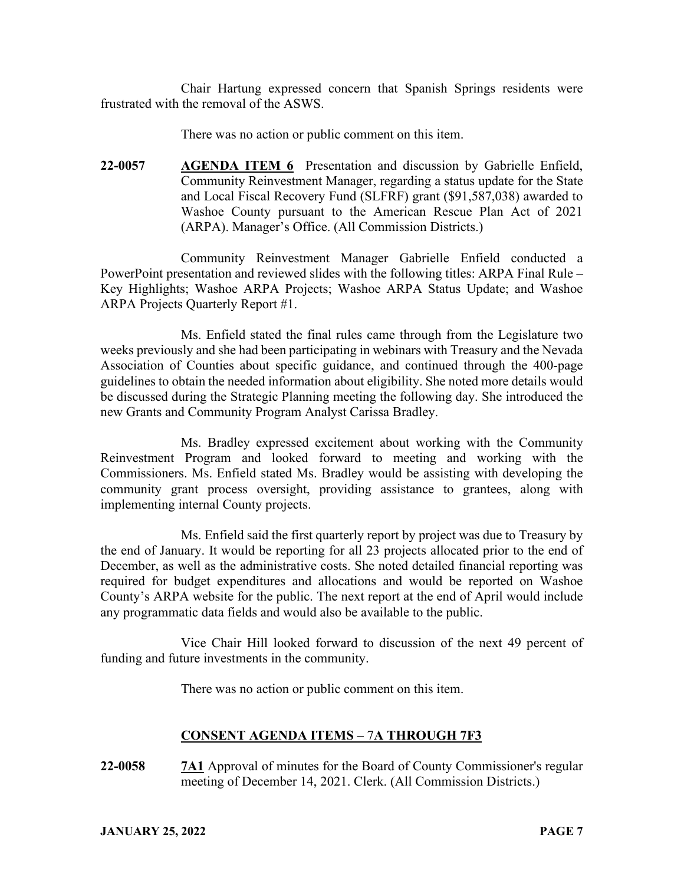Chair Hartung expressed concern that Spanish Springs residents were frustrated with the removal of the ASWS.

There was no action or public comment on this item.

**22-0057** **<u>AGENDA ITEM 6</u>** Presentation and discussion by Gabrielle Enfield, Community Reinvestment Manager, regarding a status update for the State and Local Fiscal Recovery Fund (SLFRF) grant ($91,587,038) awarded to Washoe County pursuant to the American Rescue Plan Act of 2021 (ARPA). Manager's Office. (All Commission Districts.)

Community Reinvestment Manager Gabrielle Enfield conducted a PowerPoint presentation and reviewed slides with the following titles: ARPA Final Rule – Key Highlights; Washoe ARPA Projects; Washoe ARPA Status Update; and Washoe ARPA Projects Quarterly Report #1.

Ms. Enfield stated the final rules came through from the Legislature two weeks previously and she had been participating in webinars with Treasury and the Nevada Association of Counties about specific guidance, and continued through the 400-page guidelines to obtain the needed information about eligibility. She noted more details would be discussed during the Strategic Planning meeting the following day. She introduced the new Grants and Community Program Analyst Carissa Bradley.

Ms. Bradley expressed excitement about working with the Community Reinvestment Program and looked forward to meeting and working with the Commissioners. Ms. Enfield stated Ms. Bradley would be assisting with developing the community grant process oversight, providing assistance to grantees, along with implementing internal County projects.

Ms. Enfield said the first quarterly report by project was due to Treasury by the end of January. It would be reporting for all 23 projects allocated prior to the end of December, as well as the administrative costs. She noted detailed financial reporting was required for budget expenditures and allocations and would be reported on Washoe County's ARPA website for the public. The next report at the end of April would include any programmatic data fields and would also be available to the public.

Vice Chair Hill looked forward to discussion of the next 49 percent of funding and future investments in the community.

There was no action or public comment on this item.

## **<u>CONSENT AGENDA ITEMS – 7A THROUGH 7F3</u>**

**22-0058** **<u>7A1</u>** Approval of minutes for the Board of County Commissioner's regular meeting of December 14, 2021. Clerk. (All Commission Districts.)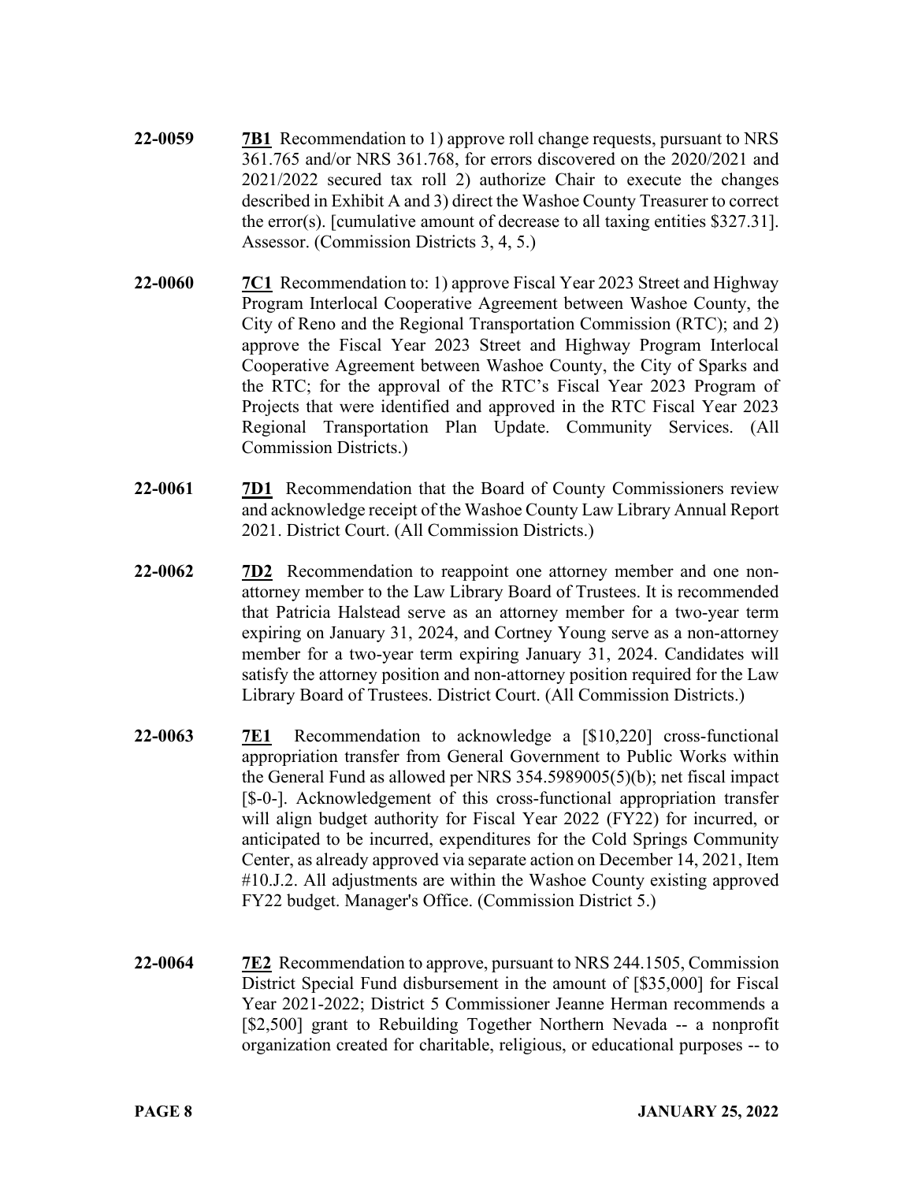**22-0059** **7B1** Recommendation to 1) approve roll change requests, pursuant to NRS 361.765 and/or NRS 361.768, for errors discovered on the 2020/2021 and 2021/2022 secured tax roll 2) authorize Chair to execute the changes described in Exhibit A and 3) direct the Washoe County Treasurer to correct the error(s). [cumulative amount of decrease to all taxing entities $327.31]. Assessor. (Commission Districts 3, 4, 5.)

**22-0060** **7C1** Recommendation to: 1) approve Fiscal Year 2023 Street and Highway Program Interlocal Cooperative Agreement between Washoe County, the City of Reno and the Regional Transportation Commission (RTC); and 2) approve the Fiscal Year 2023 Street and Highway Program Interlocal Cooperative Agreement between Washoe County, the City of Sparks and the RTC; for the approval of the RTC's Fiscal Year 2023 Program of Projects that were identified and approved in the RTC Fiscal Year 2023 Regional Transportation Plan Update. Community Services. (All Commission Districts.)

**22-0061** **7D1** Recommendation that the Board of County Commissioners review and acknowledge receipt of the Washoe County Law Library Annual Report 2021. District Court. (All Commission Districts.)

**22-0062** **7D2** Recommendation to reappoint one attorney member and one non-attorney member to the Law Library Board of Trustees. It is recommended that Patricia Halstead serve as an attorney member for a two-year term expiring on January 31, 2024, and Cortney Young serve as a non-attorney member for a two-year term expiring January 31, 2024. Candidates will satisfy the attorney position and non-attorney position required for the Law Library Board of Trustees. District Court. (All Commission Districts.)

**22-0063** **7E1** Recommendation to acknowledge a [$10,220] cross-functional appropriation transfer from General Government to Public Works within the General Fund as allowed per NRS 354.5989005(5)(b); net fiscal impact [$-0-]. Acknowledgement of this cross-functional appropriation transfer will align budget authority for Fiscal Year 2022 (FY22) for incurred, or anticipated to be incurred, expenditures for the Cold Springs Community Center, as already approved via separate action on December 14, 2021, Item #10.J.2. All adjustments are within the Washoe County existing approved FY22 budget. Manager's Office. (Commission District 5.)

**22-0064** **7E2** Recommendation to approve, pursuant to NRS 244.1505, Commission District Special Fund disbursement in the amount of [$35,000] for Fiscal Year 2021-2022; District 5 Commissioner Jeanne Herman recommends a [$2,500] grant to Rebuilding Together Northern Nevada -- a nonprofit organization created for charitable, religious, or educational purposes -- to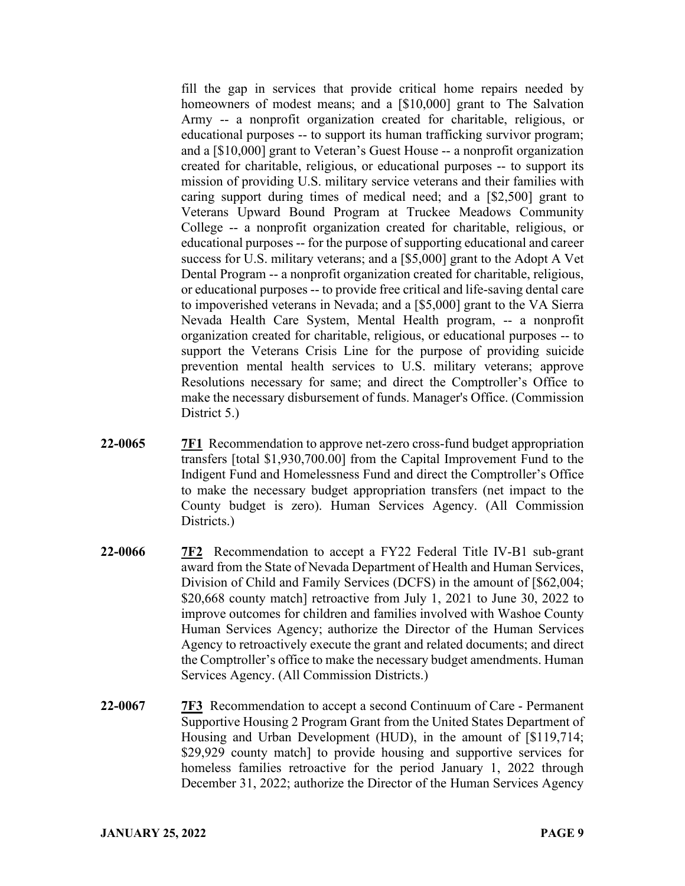fill the gap in services that provide critical home repairs needed by homeowners of modest means; and a [$10,000] grant to The Salvation Army -- a nonprofit organization created for charitable, religious, or educational purposes -- to support its human trafficking survivor program; and a [$10,000] grant to Veteran's Guest House -- a nonprofit organization created for charitable, religious, or educational purposes -- to support its mission of providing U.S. military service veterans and their families with caring support during times of medical need; and a [$2,500] grant to Veterans Upward Bound Program at Truckee Meadows Community College -- a nonprofit organization created for charitable, religious, or educational purposes -- for the purpose of supporting educational and career success for U.S. military veterans; and a [$5,000] grant to the Adopt A Vet Dental Program -- a nonprofit organization created for charitable, religious, or educational purposes -- to provide free critical and life-saving dental care to impoverished veterans in Nevada; and a [$5,000] grant to the VA Sierra Nevada Health Care System, Mental Health program, -- a nonprofit organization created for charitable, religious, or educational purposes -- to support the Veterans Crisis Line for the purpose of providing suicide prevention mental health services to U.S. military veterans; approve Resolutions necessary for same; and direct the Comptroller's Office to make the necessary disbursement of funds. Manager's Office. (Commission District 5.)

**22-0065** **7F1** Recommendation to approve net-zero cross-fund budget appropriation transfers [total $1,930,700.00] from the Capital Improvement Fund to the Indigent Fund and Homelessness Fund and direct the Comptroller's Office to make the necessary budget appropriation transfers (net impact to the County budget is zero). Human Services Agency. (All Commission Districts.)

**22-0066** **7F2** Recommendation to accept a FY22 Federal Title IV-B1 sub-grant award from the State of Nevada Department of Health and Human Services, Division of Child and Family Services (DCFS) in the amount of [$62,004; $20,668 county match] retroactive from July 1, 2021 to June 30, 2022 to improve outcomes for children and families involved with Washoe County Human Services Agency; authorize the Director of the Human Services Agency to retroactively execute the grant and related documents; and direct the Comptroller's office to make the necessary budget amendments. Human Services Agency. (All Commission Districts.)

**22-0067** **7F3** Recommendation to accept a second Continuum of Care - Permanent Supportive Housing 2 Program Grant from the United States Department of Housing and Urban Development (HUD), in the amount of [$119,714; $29,929 county match] to provide housing and supportive services for homeless families retroactive for the period January 1, 2022 through December 31, 2022; authorize the Director of the Human Services Agency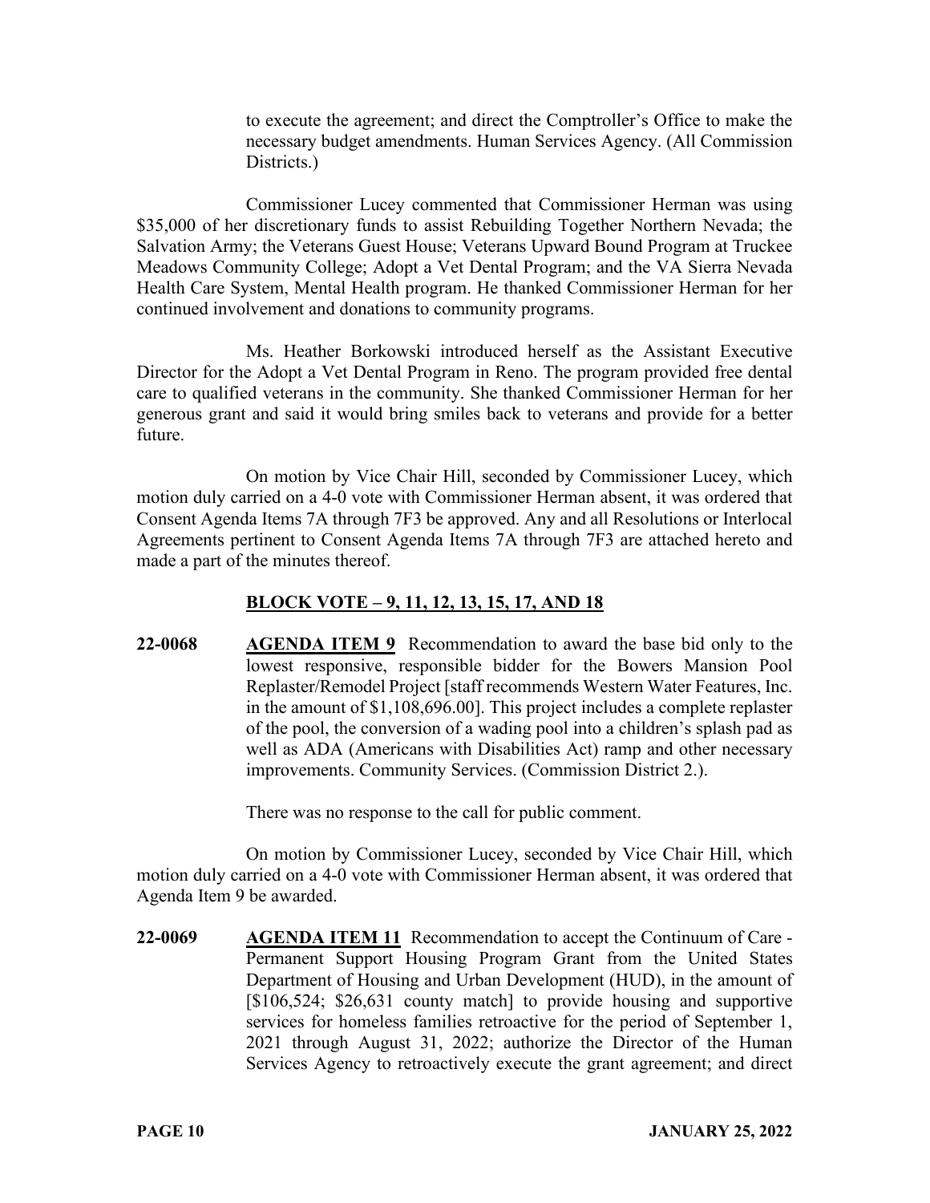to execute the agreement; and direct the Comptroller's Office to make the necessary budget amendments. Human Services Agency. (All Commission Districts.)

Commissioner Lucey commented that Commissioner Herman was using $35,000 of her discretionary funds to assist Rebuilding Together Northern Nevada; the Salvation Army; the Veterans Guest House; Veterans Upward Bound Program at Truckee Meadows Community College; Adopt a Vet Dental Program; and the VA Sierra Nevada Health Care System, Mental Health program. He thanked Commissioner Herman for her continued involvement and donations to community programs.

Ms. Heather Borkowski introduced herself as the Assistant Executive Director for the Adopt a Vet Dental Program in Reno. The program provided free dental care to qualified veterans in the community. She thanked Commissioner Herman for her generous grant and said it would bring smiles back to veterans and provide for a better future.

On motion by Vice Chair Hill, seconded by Commissioner Lucey, which motion duly carried on a 4-0 vote with Commissioner Herman absent, it was ordered that Consent Agenda Items 7A through 7F3 be approved. Any and all Resolutions or Interlocal Agreements pertinent to Consent Agenda Items 7A through 7F3 are attached hereto and made a part of the minutes thereof.

**BLOCK VOTE – 9, 11, 12, 13, 15, 17, AND 18**

**22-0068** **AGENDA ITEM 9** Recommendation to award the base bid only to the lowest responsive, responsible bidder for the Bowers Mansion Pool Replaster/Remodel Project [staff recommends Western Water Features, Inc. in the amount of $1,108,696.00]. This project includes a complete replaster of the pool, the conversion of a wading pool into a children's splash pad as well as ADA (Americans with Disabilities Act) ramp and other necessary improvements. Community Services. (Commission District 2.).

There was no response to the call for public comment.

On motion by Commissioner Lucey, seconded by Vice Chair Hill, which motion duly carried on a 4-0 vote with Commissioner Herman absent, it was ordered that Agenda Item 9 be awarded.

**22-0069** **AGENDA ITEM 11** Recommendation to accept the Continuum of Care - Permanent Support Housing Program Grant from the United States Department of Housing and Urban Development (HUD), in the amount of [$106,524; $26,631 county match] to provide housing and supportive services for homeless families retroactive for the period of September 1, 2021 through August 31, 2022; authorize the Director of the Human Services Agency to retroactively execute the grant agreement; and direct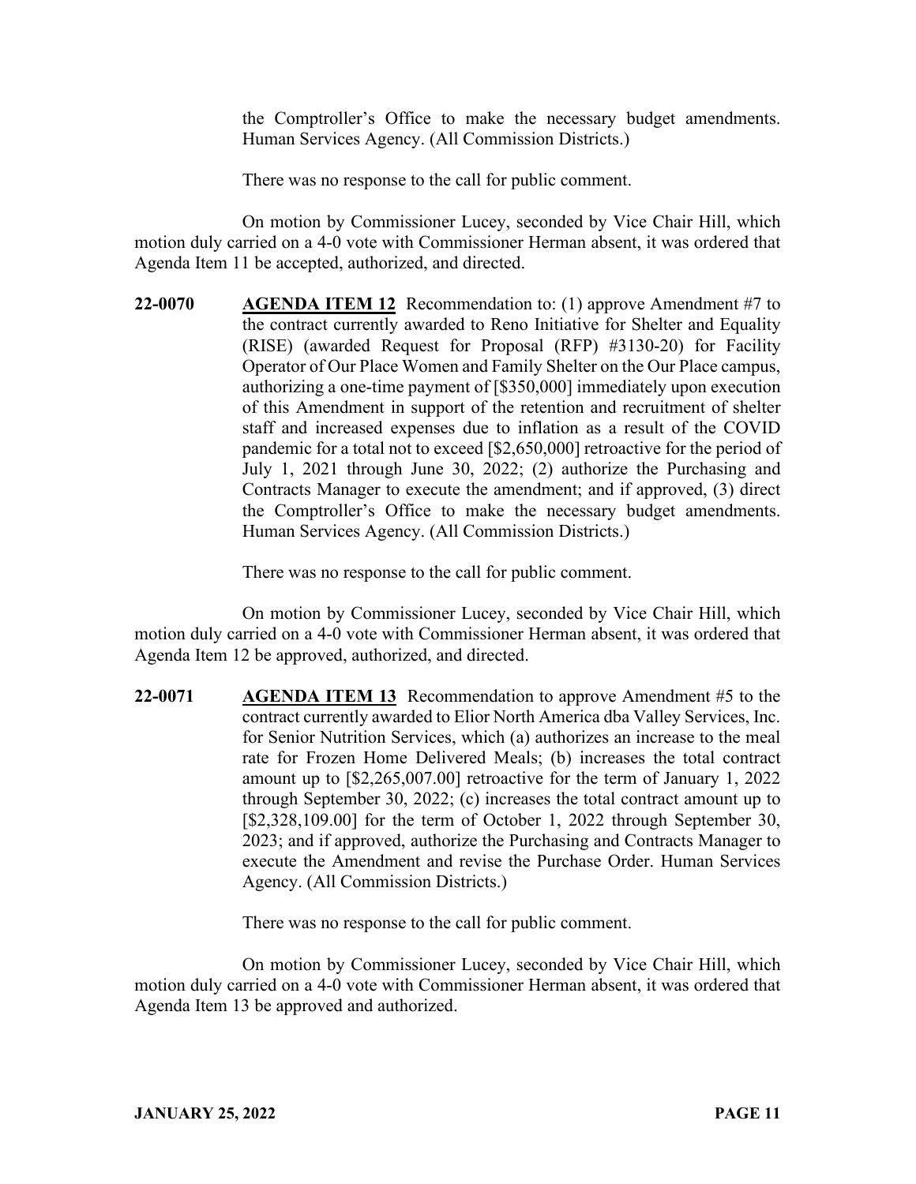the Comptroller's Office to make the necessary budget amendments. Human Services Agency. (All Commission Districts.)

There was no response to the call for public comment.

On motion by Commissioner Lucey, seconded by Vice Chair Hill, which motion duly carried on a 4-0 vote with Commissioner Herman absent, it was ordered that Agenda Item 11 be accepted, authorized, and directed.

**22-0070** **AGENDA ITEM 12** Recommendation to: (1) approve Amendment #7 to the contract currently awarded to Reno Initiative for Shelter and Equality (RISE) (awarded Request for Proposal (RFP) #3130-20) for Facility Operator of Our Place Women and Family Shelter on the Our Place campus, authorizing a one-time payment of [$350,000] immediately upon execution of this Amendment in support of the retention and recruitment of shelter staff and increased expenses due to inflation as a result of the COVID pandemic for a total not to exceed [$2,650,000] retroactive for the period of July 1, 2021 through June 30, 2022; (2) authorize the Purchasing and Contracts Manager to execute the amendment; and if approved, (3) direct the Comptroller's Office to make the necessary budget amendments. Human Services Agency. (All Commission Districts.)

There was no response to the call for public comment.

On motion by Commissioner Lucey, seconded by Vice Chair Hill, which motion duly carried on a 4-0 vote with Commissioner Herman absent, it was ordered that Agenda Item 12 be approved, authorized, and directed.

**22-0071** **AGENDA ITEM 13** Recommendation to approve Amendment #5 to the contract currently awarded to Elior North America dba Valley Services, Inc. for Senior Nutrition Services, which (a) authorizes an increase to the meal rate for Frozen Home Delivered Meals; (b) increases the total contract amount up to [$2,265,007.00] retroactive for the term of January 1, 2022 through September 30, 2022; (c) increases the total contract amount up to [$2,328,109.00] for the term of October 1, 2022 through September 30, 2023; and if approved, authorize the Purchasing and Contracts Manager to execute the Amendment and revise the Purchase Order. Human Services Agency. (All Commission Districts.)

There was no response to the call for public comment.

On motion by Commissioner Lucey, seconded by Vice Chair Hill, which motion duly carried on a 4-0 vote with Commissioner Herman absent, it was ordered that Agenda Item 13 be approved and authorized.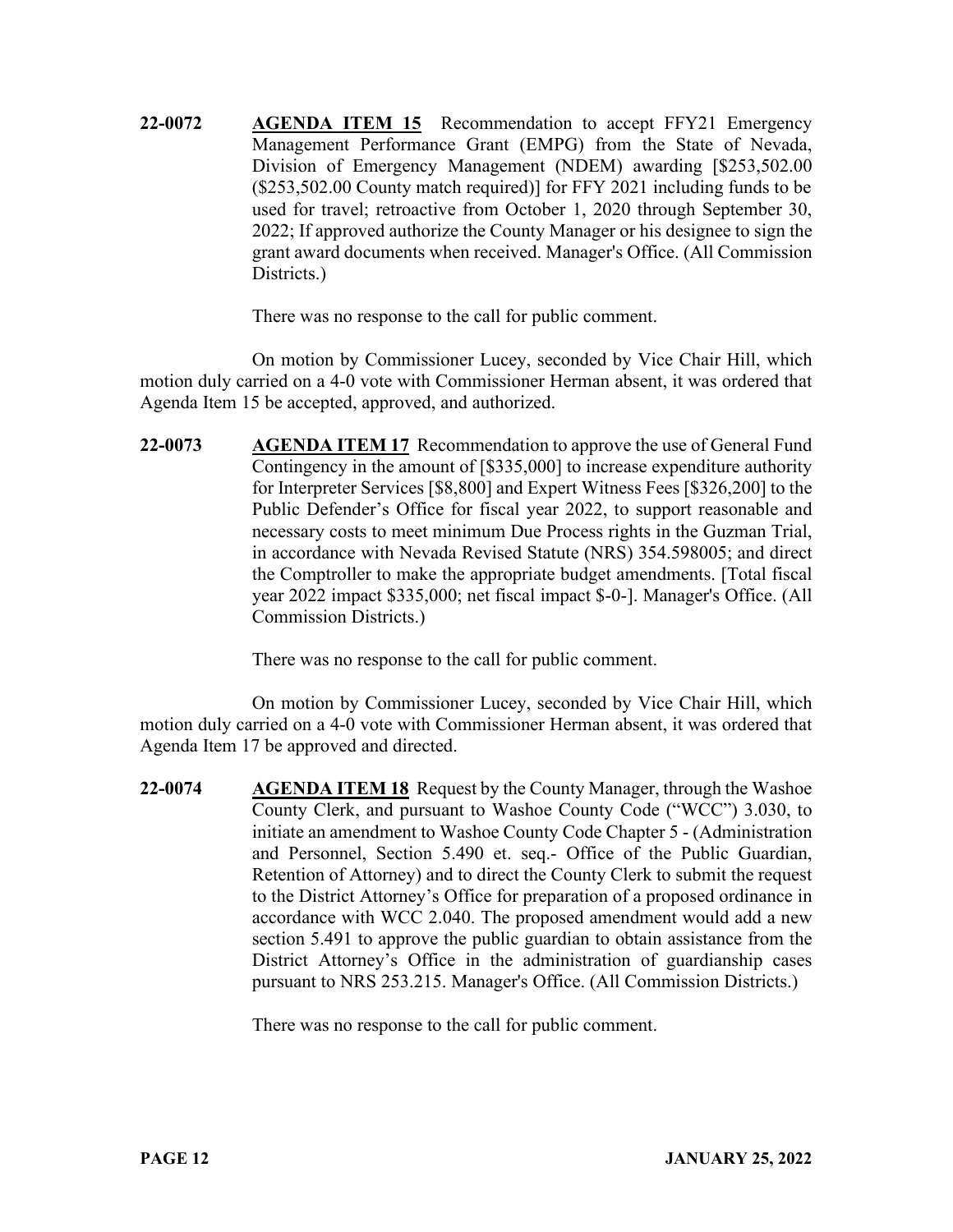**22-0072** **AGENDA ITEM 15** Recommendation to accept FFY21 Emergency Management Performance Grant (EMPG) from the State of Nevada, Division of Emergency Management (NDEM) awarding [$253,502.00 ($253,502.00 County match required)] for FFY 2021 including funds to be used for travel; retroactive from October 1, 2020 through September 30, 2022; If approved authorize the County Manager or his designee to sign the grant award documents when received. Manager's Office. (All Commission Districts.)

There was no response to the call for public comment.

On motion by Commissioner Lucey, seconded by Vice Chair Hill, which motion duly carried on a 4-0 vote with Commissioner Herman absent, it was ordered that Agenda Item 15 be accepted, approved, and authorized.

**22-0073** **AGENDA ITEM 17** Recommendation to approve the use of General Fund Contingency in the amount of [$335,000] to increase expenditure authority for Interpreter Services [$8,800] and Expert Witness Fees [$326,200] to the Public Defender's Office for fiscal year 2022, to support reasonable and necessary costs to meet minimum Due Process rights in the Guzman Trial, in accordance with Nevada Revised Statute (NRS) 354.598005; and direct the Comptroller to make the appropriate budget amendments. [Total fiscal year 2022 impact $335,000; net fiscal impact $-0-]. Manager's Office. (All Commission Districts.)

There was no response to the call for public comment.

On motion by Commissioner Lucey, seconded by Vice Chair Hill, which motion duly carried on a 4-0 vote with Commissioner Herman absent, it was ordered that Agenda Item 17 be approved and directed.

**22-0074** **AGENDA ITEM 18** Request by the County Manager, through the Washoe County Clerk, and pursuant to Washoe County Code ("WCC") 3.030, to initiate an amendment to Washoe County Code Chapter 5 - (Administration and Personnel, Section 5.490 et. seq.- Office of the Public Guardian, Retention of Attorney) and to direct the County Clerk to submit the request to the District Attorney's Office for preparation of a proposed ordinance in accordance with WCC 2.040. The proposed amendment would add a new section 5.491 to approve the public guardian to obtain assistance from the District Attorney's Office in the administration of guardianship cases pursuant to NRS 253.215. Manager's Office. (All Commission Districts.)

There was no response to the call for public comment.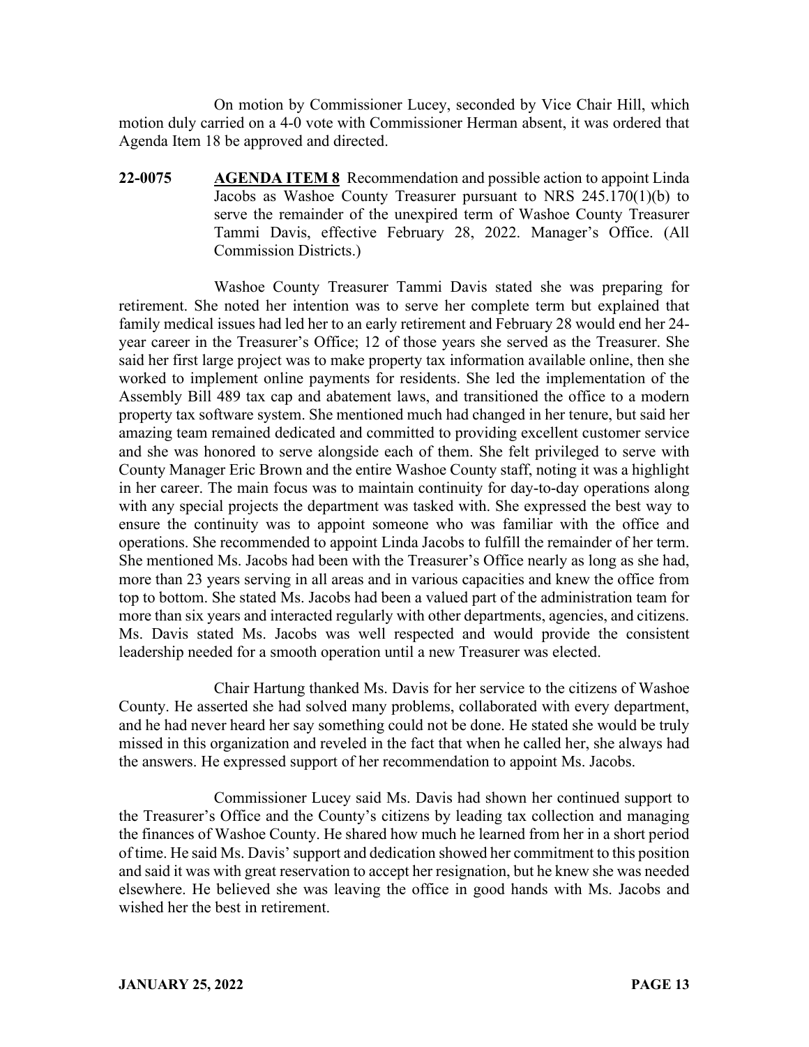On motion by Commissioner Lucey, seconded by Vice Chair Hill, which motion duly carried on a 4-0 vote with Commissioner Herman absent, it was ordered that Agenda Item 18 be approved and directed.

**22-0075** **AGENDA ITEM 8** Recommendation and possible action to appoint Linda Jacobs as Washoe County Treasurer pursuant to NRS 245.170(1)(b) to serve the remainder of the unexpired term of Washoe County Treasurer Tammi Davis, effective February 28, 2022. Manager's Office. (All Commission Districts.)

Washoe County Treasurer Tammi Davis stated she was preparing for retirement. She noted her intention was to serve her complete term but explained that family medical issues had led her to an early retirement and February 28 would end her 24-year career in the Treasurer's Office; 12 of those years she served as the Treasurer. She said her first large project was to make property tax information available online, then she worked to implement online payments for residents. She led the implementation of the Assembly Bill 489 tax cap and abatement laws, and transitioned the office to a modern property tax software system. She mentioned much had changed in her tenure, but said her amazing team remained dedicated and committed to providing excellent customer service and she was honored to serve alongside each of them. She felt privileged to serve with County Manager Eric Brown and the entire Washoe County staff, noting it was a highlight in her career. The main focus was to maintain continuity for day-to-day operations along with any special projects the department was tasked with. She expressed the best way to ensure the continuity was to appoint someone who was familiar with the office and operations. She recommended to appoint Linda Jacobs to fulfill the remainder of her term. She mentioned Ms. Jacobs had been with the Treasurer's Office nearly as long as she had, more than 23 years serving in all areas and in various capacities and knew the office from top to bottom. She stated Ms. Jacobs had been a valued part of the administration team for more than six years and interacted regularly with other departments, agencies, and citizens. Ms. Davis stated Ms. Jacobs was well respected and would provide the consistent leadership needed for a smooth operation until a new Treasurer was elected.

Chair Hartung thanked Ms. Davis for her service to the citizens of Washoe County. He asserted she had solved many problems, collaborated with every department, and he had never heard her say something could not be done. He stated she would be truly missed in this organization and reveled in the fact that when he called her, she always had the answers. He expressed support of her recommendation to appoint Ms. Jacobs.

Commissioner Lucey said Ms. Davis had shown her continued support to the Treasurer's Office and the County's citizens by leading tax collection and managing the finances of Washoe County. He shared how much he learned from her in a short period of time. He said Ms. Davis' support and dedication showed her commitment to this position and said it was with great reservation to accept her resignation, but he knew she was needed elsewhere. He believed she was leaving the office in good hands with Ms. Jacobs and wished her the best in retirement.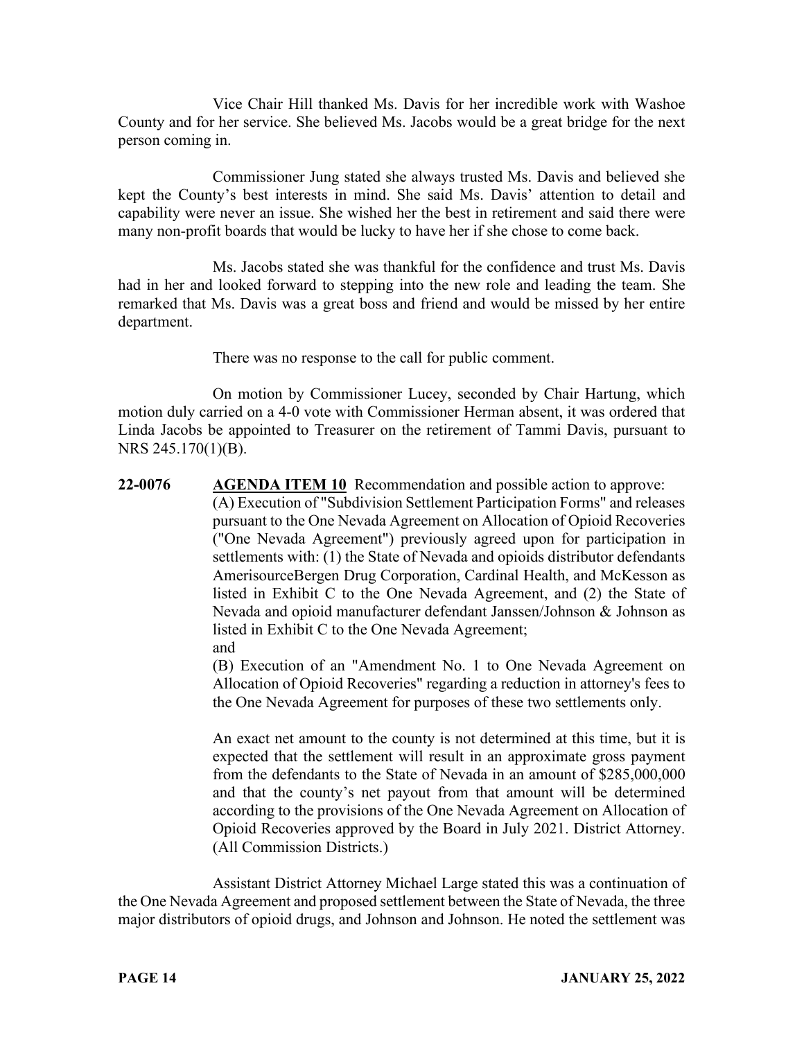Vice Chair Hill thanked Ms. Davis for her incredible work with Washoe County and for her service. She believed Ms. Jacobs would be a great bridge for the next person coming in.

Commissioner Jung stated she always trusted Ms. Davis and believed she kept the County's best interests in mind. She said Ms. Davis' attention to detail and capability were never an issue. She wished her the best in retirement and said there were many non-profit boards that would be lucky to have her if she chose to come back.

Ms. Jacobs stated she was thankful for the confidence and trust Ms. Davis had in her and looked forward to stepping into the new role and leading the team. She remarked that Ms. Davis was a great boss and friend and would be missed by her entire department.

There was no response to the call for public comment.

On motion by Commissioner Lucey, seconded by Chair Hartung, which motion duly carried on a 4-0 vote with Commissioner Herman absent, it was ordered that Linda Jacobs be appointed to Treasurer on the retirement of Tammi Davis, pursuant to NRS 245.170(1)(B).

**22-0076** **AGENDA ITEM 10** Recommendation and possible action to approve: (A) Execution of "Subdivision Settlement Participation Forms" and releases pursuant to the One Nevada Agreement on Allocation of Opioid Recoveries ("One Nevada Agreement") previously agreed upon for participation in settlements with: (1) the State of Nevada and opioids distributor defendants AmerisourceBergen Drug Corporation, Cardinal Health, and McKesson as listed in Exhibit C to the One Nevada Agreement, and (2) the State of Nevada and opioid manufacturer defendant Janssen/Johnson & Johnson as listed in Exhibit C to the One Nevada Agreement;
and

(B) Execution of an "Amendment No. 1 to One Nevada Agreement on Allocation of Opioid Recoveries" regarding a reduction in attorney's fees to the One Nevada Agreement for purposes of these two settlements only.

An exact net amount to the county is not determined at this time, but it is expected that the settlement will result in an approximate gross payment from the defendants to the State of Nevada in an amount of $285,000,000 and that the county's net payout from that amount will be determined according to the provisions of the One Nevada Agreement on Allocation of Opioid Recoveries approved by the Board in July 2021. District Attorney. (All Commission Districts.)

Assistant District Attorney Michael Large stated this was a continuation of the One Nevada Agreement and proposed settlement between the State of Nevada, the three major distributors of opioid drugs, and Johnson and Johnson. He noted the settlement was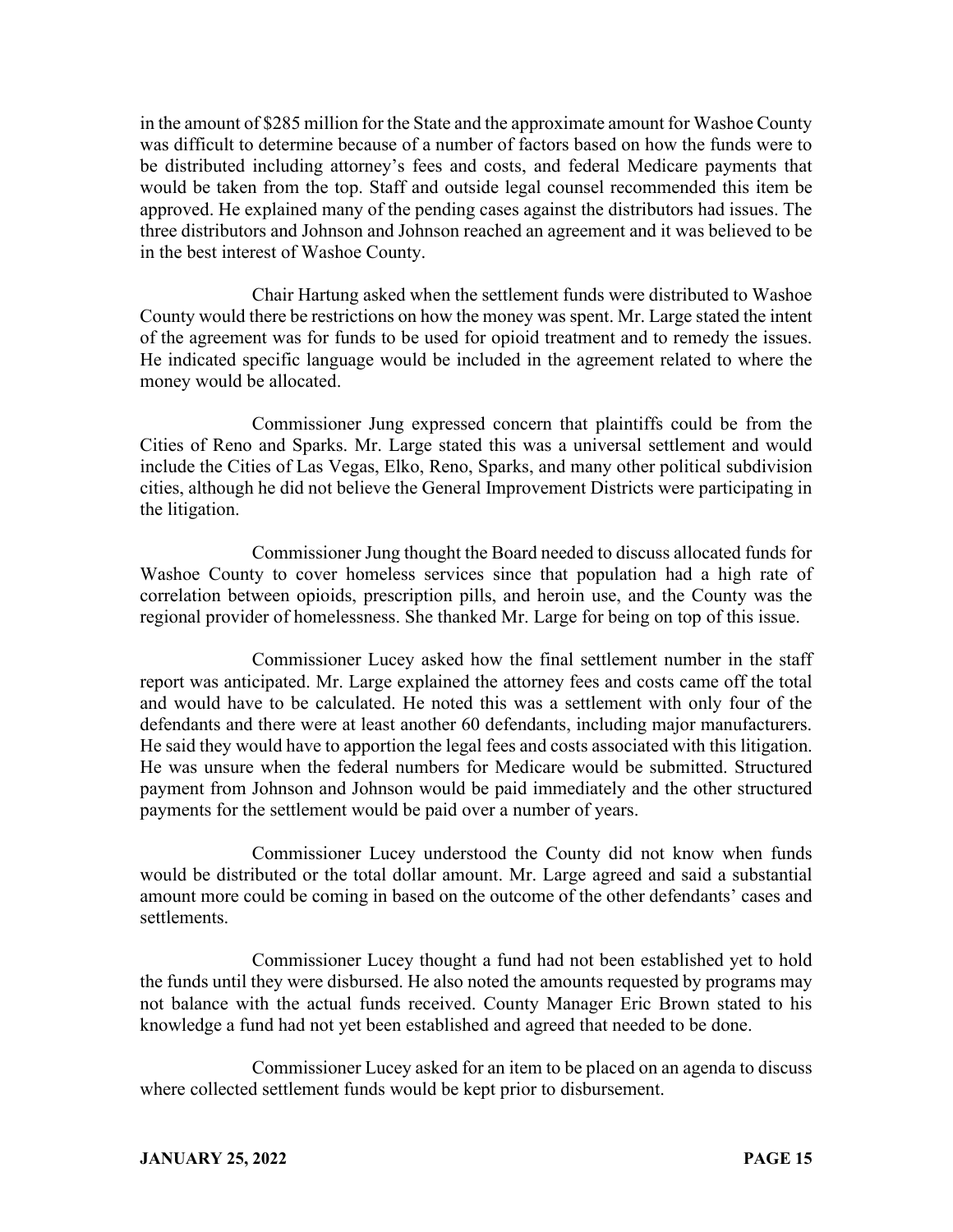in the amount of $285 million for the State and the approximate amount for Washoe County was difficult to determine because of a number of factors based on how the funds were to be distributed including attorney's fees and costs, and federal Medicare payments that would be taken from the top. Staff and outside legal counsel recommended this item be approved. He explained many of the pending cases against the distributors had issues. The three distributors and Johnson and Johnson reached an agreement and it was believed to be in the best interest of Washoe County.

Chair Hartung asked when the settlement funds were distributed to Washoe County would there be restrictions on how the money was spent. Mr. Large stated the intent of the agreement was for funds to be used for opioid treatment and to remedy the issues. He indicated specific language would be included in the agreement related to where the money would be allocated.

Commissioner Jung expressed concern that plaintiffs could be from the Cities of Reno and Sparks. Mr. Large stated this was a universal settlement and would include the Cities of Las Vegas, Elko, Reno, Sparks, and many other political subdivision cities, although he did not believe the General Improvement Districts were participating in the litigation.

Commissioner Jung thought the Board needed to discuss allocated funds for Washoe County to cover homeless services since that population had a high rate of correlation between opioids, prescription pills, and heroin use, and the County was the regional provider of homelessness. She thanked Mr. Large for being on top of this issue.

Commissioner Lucey asked how the final settlement number in the staff report was anticipated. Mr. Large explained the attorney fees and costs came off the total and would have to be calculated. He noted this was a settlement with only four of the defendants and there were at least another 60 defendants, including major manufacturers. He said they would have to apportion the legal fees and costs associated with this litigation. He was unsure when the federal numbers for Medicare would be submitted. Structured payment from Johnson and Johnson would be paid immediately and the other structured payments for the settlement would be paid over a number of years.

Commissioner Lucey understood the County did not know when funds would be distributed or the total dollar amount. Mr. Large agreed and said a substantial amount more could be coming in based on the outcome of the other defendants' cases and settlements.

Commissioner Lucey thought a fund had not been established yet to hold the funds until they were disbursed. He also noted the amounts requested by programs may not balance with the actual funds received. County Manager Eric Brown stated to his knowledge a fund had not yet been established and agreed that needed to be done.

Commissioner Lucey asked for an item to be placed on an agenda to discuss where collected settlement funds would be kept prior to disbursement.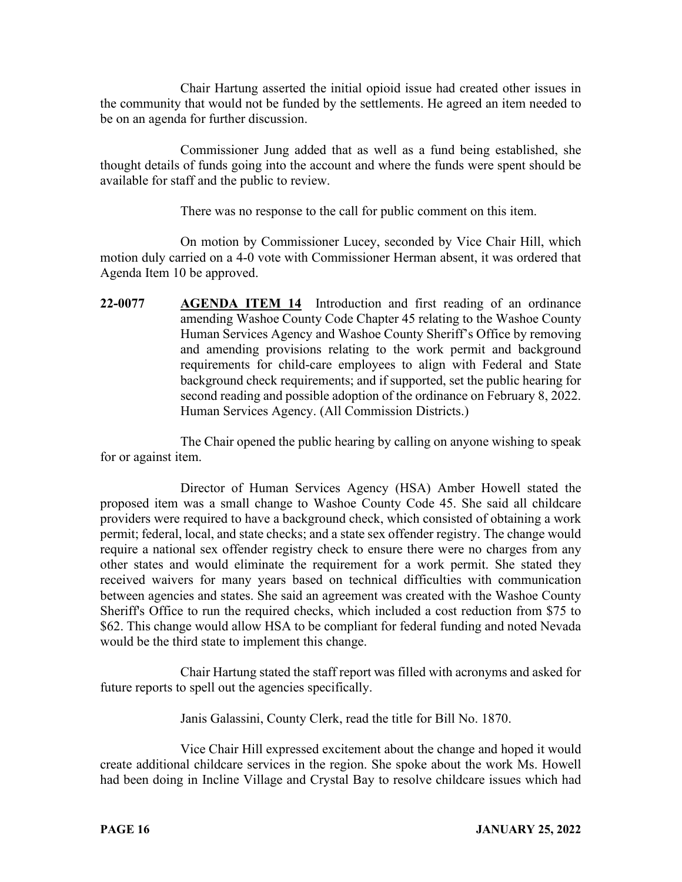Chair Hartung asserted the initial opioid issue had created other issues in the community that would not be funded by the settlements. He agreed an item needed to be on an agenda for further discussion.

Commissioner Jung added that as well as a fund being established, she thought details of funds going into the account and where the funds were spent should be available for staff and the public to review.

There was no response to the call for public comment on this item.

On motion by Commissioner Lucey, seconded by Vice Chair Hill, which motion duly carried on a 4-0 vote with Commissioner Herman absent, it was ordered that Agenda Item 10 be approved.

**22-0077** **AGENDA ITEM 14** Introduction and first reading of an ordinance amending Washoe County Code Chapter 45 relating to the Washoe County Human Services Agency and Washoe County Sheriff's Office by removing and amending provisions relating to the work permit and background requirements for child-care employees to align with Federal and State background check requirements; and if supported, set the public hearing for second reading and possible adoption of the ordinance on February 8, 2022. Human Services Agency. (All Commission Districts.)

The Chair opened the public hearing by calling on anyone wishing to speak for or against item.

Director of Human Services Agency (HSA) Amber Howell stated the proposed item was a small change to Washoe County Code 45. She said all childcare providers were required to have a background check, which consisted of obtaining a work permit; federal, local, and state checks; and a state sex offender registry. The change would require a national sex offender registry check to ensure there were no charges from any other states and would eliminate the requirement for a work permit. She stated they received waivers for many years based on technical difficulties with communication between agencies and states. She said an agreement was created with the Washoe County Sheriff's Office to run the required checks, which included a cost reduction from $75 to $62. This change would allow HSA to be compliant for federal funding and noted Nevada would be the third state to implement this change.

Chair Hartung stated the staff report was filled with acronyms and asked for future reports to spell out the agencies specifically.

Janis Galassini, County Clerk, read the title for Bill No. 1870.

Vice Chair Hill expressed excitement about the change and hoped it would create additional childcare services in the region. She spoke about the work Ms. Howell had been doing in Incline Village and Crystal Bay to resolve childcare issues which had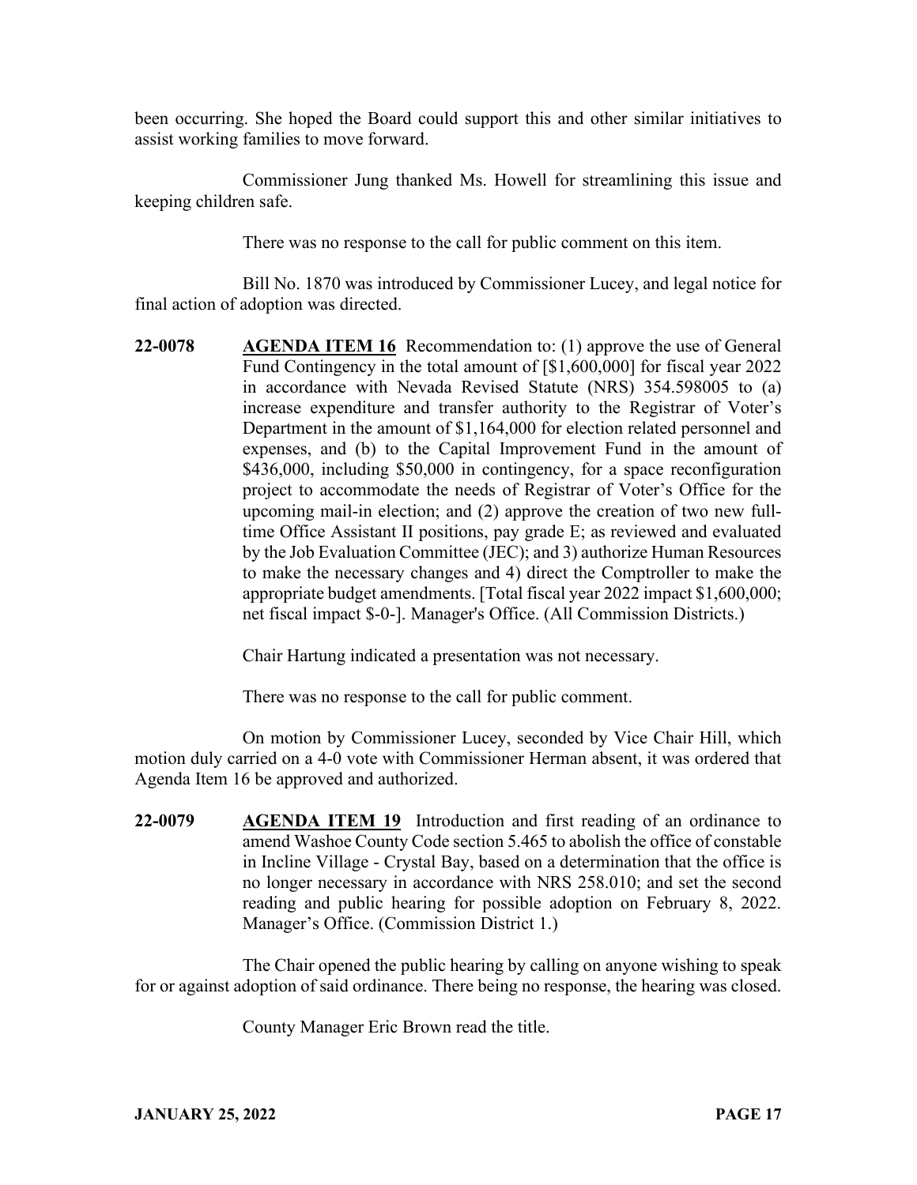been occurring. She hoped the Board could support this and other similar initiatives to assist working families to move forward.

Commissioner Jung thanked Ms. Howell for streamlining this issue and keeping children safe.

There was no response to the call for public comment on this item.

Bill No. 1870 was introduced by Commissioner Lucey, and legal notice for final action of adoption was directed.

**22-0078** **AGENDA ITEM 16** Recommendation to: (1) approve the use of General Fund Contingency in the total amount of [$1,600,000] for fiscal year 2022 in accordance with Nevada Revised Statute (NRS) 354.598005 to (a) increase expenditure and transfer authority to the Registrar of Voter's Department in the amount of $1,164,000 for election related personnel and expenses, and (b) to the Capital Improvement Fund in the amount of $436,000, including $50,000 in contingency, for a space reconfiguration project to accommodate the needs of Registrar of Voter's Office for the upcoming mail-in election; and (2) approve the creation of two new full-time Office Assistant II positions, pay grade E; as reviewed and evaluated by the Job Evaluation Committee (JEC); and 3) authorize Human Resources to make the necessary changes and 4) direct the Comptroller to make the appropriate budget amendments. [Total fiscal year 2022 impact $1,600,000; net fiscal impact $-0-]. Manager's Office. (All Commission Districts.)

Chair Hartung indicated a presentation was not necessary.

There was no response to the call for public comment.

On motion by Commissioner Lucey, seconded by Vice Chair Hill, which motion duly carried on a 4-0 vote with Commissioner Herman absent, it was ordered that Agenda Item 16 be approved and authorized.

**22-0079** **AGENDA ITEM 19** Introduction and first reading of an ordinance to amend Washoe County Code section 5.465 to abolish the office of constable in Incline Village - Crystal Bay, based on a determination that the office is no longer necessary in accordance with NRS 258.010; and set the second reading and public hearing for possible adoption on February 8, 2022. Manager's Office. (Commission District 1.)

The Chair opened the public hearing by calling on anyone wishing to speak for or against adoption of said ordinance. There being no response, the hearing was closed.

County Manager Eric Brown read the title.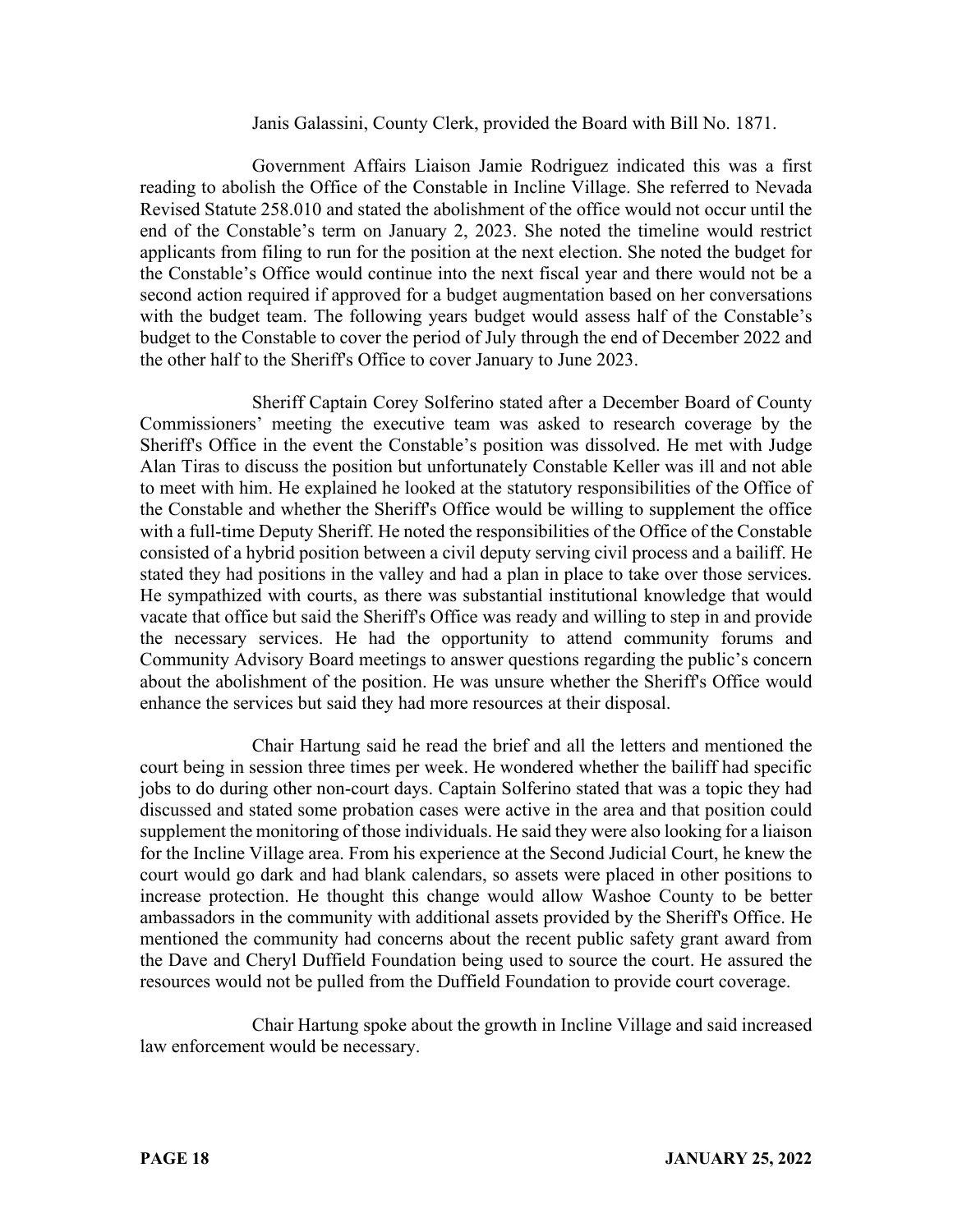Janis Galassini, County Clerk, provided the Board with Bill No. 1871.

Government Affairs Liaison Jamie Rodriguez indicated this was a first reading to abolish the Office of the Constable in Incline Village. She referred to Nevada Revised Statute 258.010 and stated the abolishment of the office would not occur until the end of the Constable's term on January 2, 2023. She noted the timeline would restrict applicants from filing to run for the position at the next election. She noted the budget for the Constable's Office would continue into the next fiscal year and there would not be a second action required if approved for a budget augmentation based on her conversations with the budget team. The following years budget would assess half of the Constable's budget to the Constable to cover the period of July through the end of December 2022 and the other half to the Sheriff's Office to cover January to June 2023.

Sheriff Captain Corey Solferino stated after a December Board of County Commissioners' meeting the executive team was asked to research coverage by the Sheriff's Office in the event the Constable's position was dissolved. He met with Judge Alan Tiras to discuss the position but unfortunately Constable Keller was ill and not able to meet with him. He explained he looked at the statutory responsibilities of the Office of the Constable and whether the Sheriff's Office would be willing to supplement the office with a full-time Deputy Sheriff. He noted the responsibilities of the Office of the Constable consisted of a hybrid position between a civil deputy serving civil process and a bailiff. He stated they had positions in the valley and had a plan in place to take over those services. He sympathized with courts, as there was substantial institutional knowledge that would vacate that office but said the Sheriff's Office was ready and willing to step in and provide the necessary services. He had the opportunity to attend community forums and Community Advisory Board meetings to answer questions regarding the public's concern about the abolishment of the position. He was unsure whether the Sheriff's Office would enhance the services but said they had more resources at their disposal.

Chair Hartung said he read the brief and all the letters and mentioned the court being in session three times per week. He wondered whether the bailiff had specific jobs to do during other non-court days. Captain Solferino stated that was a topic they had discussed and stated some probation cases were active in the area and that position could supplement the monitoring of those individuals. He said they were also looking for a liaison for the Incline Village area. From his experience at the Second Judicial Court, he knew the court would go dark and had blank calendars, so assets were placed in other positions to increase protection. He thought this change would allow Washoe County to be better ambassadors in the community with additional assets provided by the Sheriff's Office. He mentioned the community had concerns about the recent public safety grant award from the Dave and Cheryl Duffield Foundation being used to source the court. He assured the resources would not be pulled from the Duffield Foundation to provide court coverage.

Chair Hartung spoke about the growth in Incline Village and said increased law enforcement would be necessary.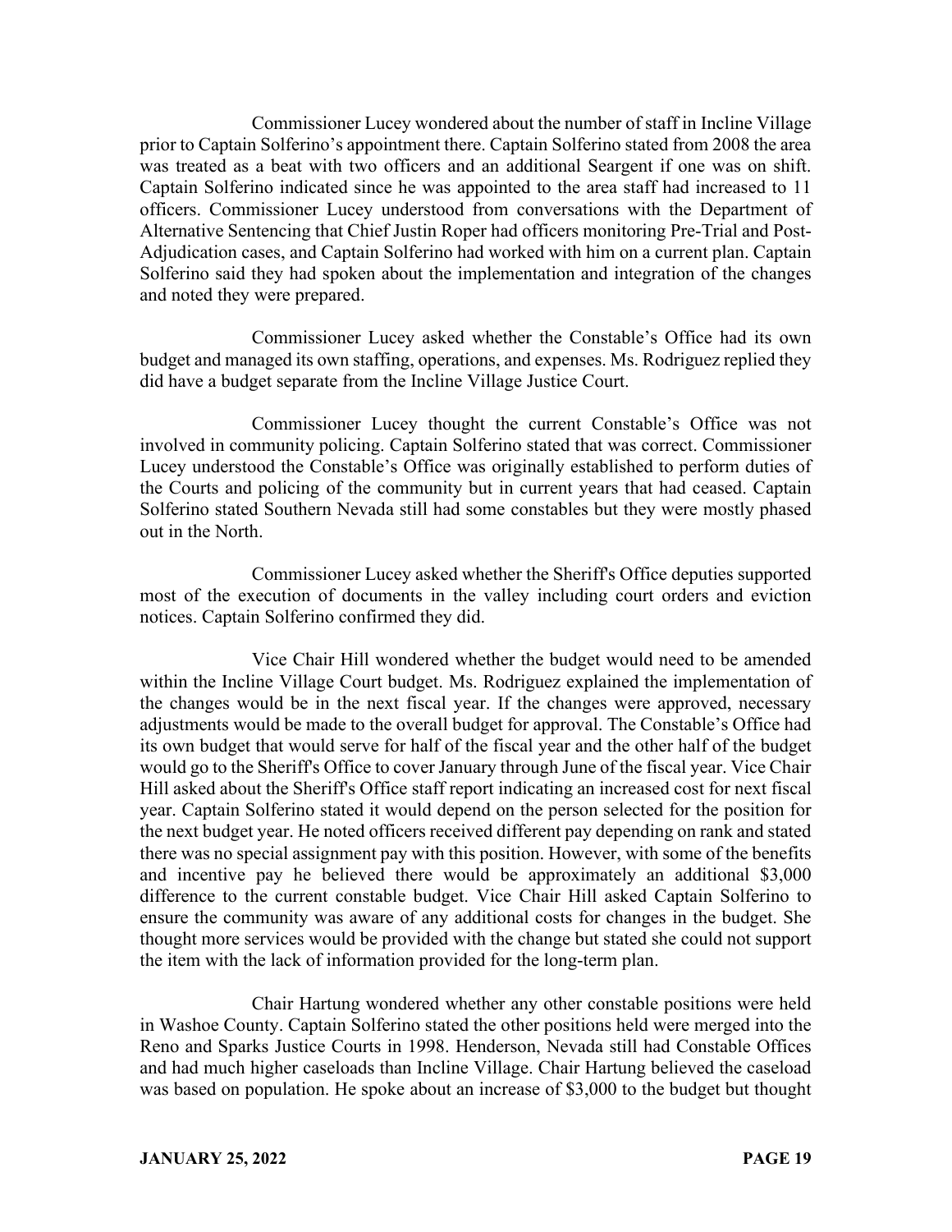Commissioner Lucey wondered about the number of staff in Incline Village prior to Captain Solferino's appointment there. Captain Solferino stated from 2008 the area was treated as a beat with two officers and an additional Seargent if one was on shift. Captain Solferino indicated since he was appointed to the area staff had increased to 11 officers. Commissioner Lucey understood from conversations with the Department of Alternative Sentencing that Chief Justin Roper had officers monitoring Pre-Trial and Post-Adjudication cases, and Captain Solferino had worked with him on a current plan. Captain Solferino said they had spoken about the implementation and integration of the changes and noted they were prepared.

Commissioner Lucey asked whether the Constable's Office had its own budget and managed its own staffing, operations, and expenses. Ms. Rodriguez replied they did have a budget separate from the Incline Village Justice Court.

Commissioner Lucey thought the current Constable's Office was not involved in community policing. Captain Solferino stated that was correct. Commissioner Lucey understood the Constable's Office was originally established to perform duties of the Courts and policing of the community but in current years that had ceased. Captain Solferino stated Southern Nevada still had some constables but they were mostly phased out in the North.

Commissioner Lucey asked whether the Sheriff's Office deputies supported most of the execution of documents in the valley including court orders and eviction notices. Captain Solferino confirmed they did.

Vice Chair Hill wondered whether the budget would need to be amended within the Incline Village Court budget. Ms. Rodriguez explained the implementation of the changes would be in the next fiscal year. If the changes were approved, necessary adjustments would be made to the overall budget for approval. The Constable's Office had its own budget that would serve for half of the fiscal year and the other half of the budget would go to the Sheriff's Office to cover January through June of the fiscal year. Vice Chair Hill asked about the Sheriff's Office staff report indicating an increased cost for next fiscal year. Captain Solferino stated it would depend on the person selected for the position for the next budget year. He noted officers received different pay depending on rank and stated there was no special assignment pay with this position. However, with some of the benefits and incentive pay he believed there would be approximately an additional $3,000 difference to the current constable budget. Vice Chair Hill asked Captain Solferino to ensure the community was aware of any additional costs for changes in the budget. She thought more services would be provided with the change but stated she could not support the item with the lack of information provided for the long-term plan.

Chair Hartung wondered whether any other constable positions were held in Washoe County. Captain Solferino stated the other positions held were merged into the Reno and Sparks Justice Courts in 1998. Henderson, Nevada still had Constable Offices and had much higher caseloads than Incline Village. Chair Hartung believed the caseload was based on population. He spoke about an increase of $3,000 to the budget but thought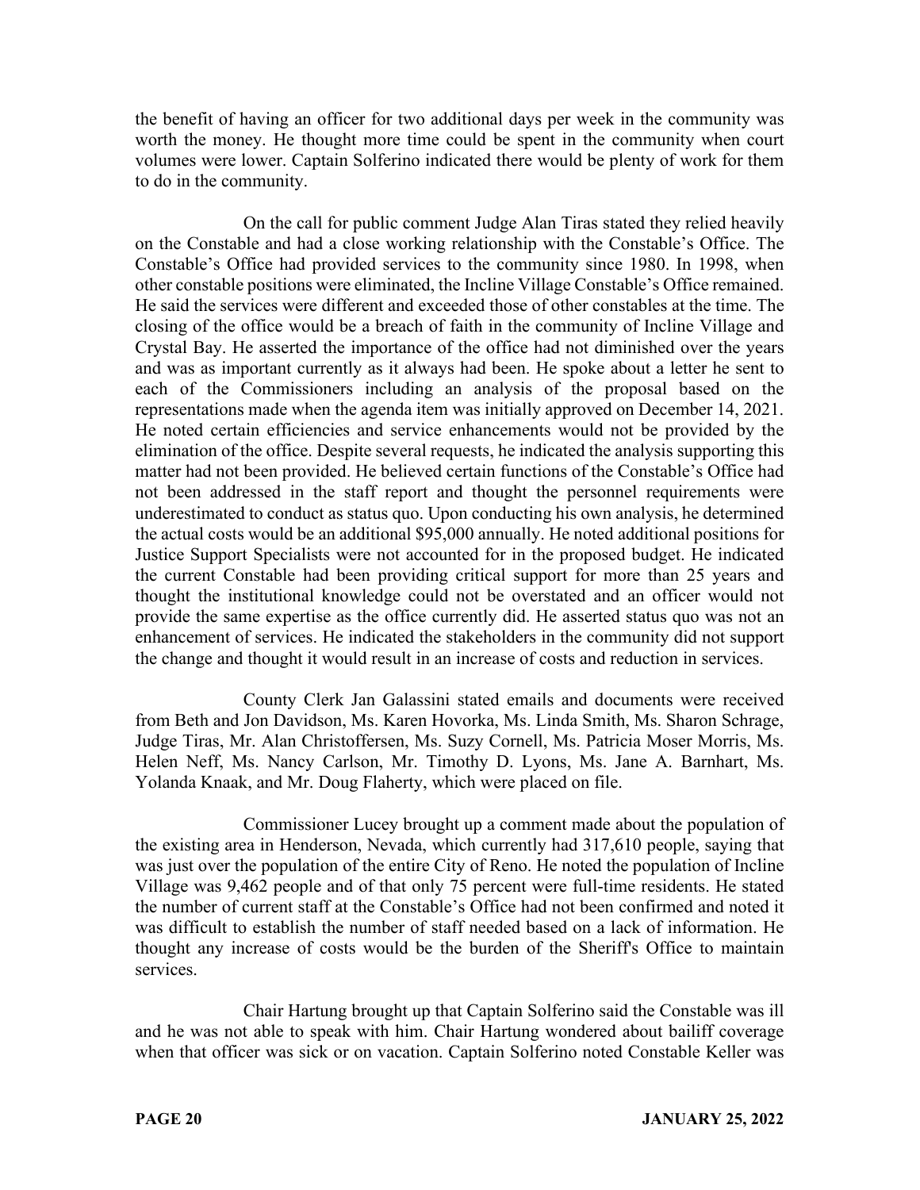the benefit of having an officer for two additional days per week in the community was worth the money. He thought more time could be spent in the community when court volumes were lower. Captain Solferino indicated there would be plenty of work for them to do in the community.

On the call for public comment Judge Alan Tiras stated they relied heavily on the Constable and had a close working relationship with the Constable's Office. The Constable's Office had provided services to the community since 1980. In 1998, when other constable positions were eliminated, the Incline Village Constable's Office remained. He said the services were different and exceeded those of other constables at the time. The closing of the office would be a breach of faith in the community of Incline Village and Crystal Bay. He asserted the importance of the office had not diminished over the years and was as important currently as it always had been. He spoke about a letter he sent to each of the Commissioners including an analysis of the proposal based on the representations made when the agenda item was initially approved on December 14, 2021. He noted certain efficiencies and service enhancements would not be provided by the elimination of the office. Despite several requests, he indicated the analysis supporting this matter had not been provided. He believed certain functions of the Constable's Office had not been addressed in the staff report and thought the personnel requirements were underestimated to conduct as status quo. Upon conducting his own analysis, he determined the actual costs would be an additional $95,000 annually. He noted additional positions for Justice Support Specialists were not accounted for in the proposed budget. He indicated the current Constable had been providing critical support for more than 25 years and thought the institutional knowledge could not be overstated and an officer would not provide the same expertise as the office currently did. He asserted status quo was not an enhancement of services. He indicated the stakeholders in the community did not support the change and thought it would result in an increase of costs and reduction in services.

County Clerk Jan Galassini stated emails and documents were received from Beth and Jon Davidson, Ms. Karen Hovorka, Ms. Linda Smith, Ms. Sharon Schrage, Judge Tiras, Mr. Alan Christoffersen, Ms. Suzy Cornell, Ms. Patricia Moser Morris, Ms. Helen Neff, Ms. Nancy Carlson, Mr. Timothy D. Lyons, Ms. Jane A. Barnhart, Ms. Yolanda Knaak, and Mr. Doug Flaherty, which were placed on file.

Commissioner Lucey brought up a comment made about the population of the existing area in Henderson, Nevada, which currently had 317,610 people, saying that was just over the population of the entire City of Reno. He noted the population of Incline Village was 9,462 people and of that only 75 percent were full-time residents. He stated the number of current staff at the Constable's Office had not been confirmed and noted it was difficult to establish the number of staff needed based on a lack of information. He thought any increase of costs would be the burden of the Sheriff's Office to maintain services.

Chair Hartung brought up that Captain Solferino said the Constable was ill and he was not able to speak with him. Chair Hartung wondered about bailiff coverage when that officer was sick or on vacation. Captain Solferino noted Constable Keller was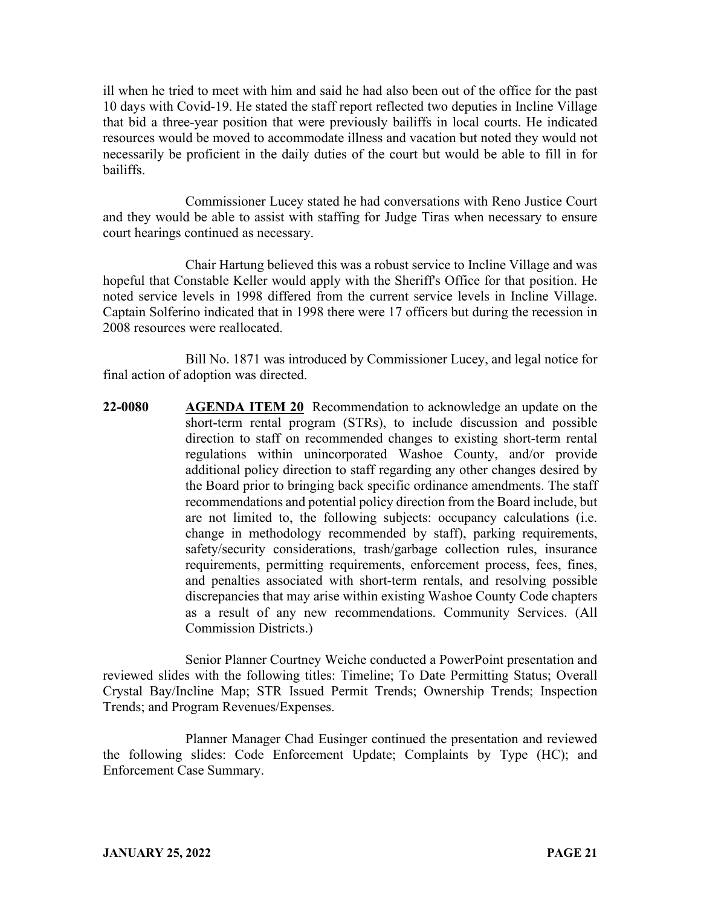ill when he tried to meet with him and said he had also been out of the office for the past 10 days with Covid-19. He stated the staff report reflected two deputies in Incline Village that bid a three-year position that were previously bailiffs in local courts. He indicated resources would be moved to accommodate illness and vacation but noted they would not necessarily be proficient in the daily duties of the court but would be able to fill in for bailiffs.

Commissioner Lucey stated he had conversations with Reno Justice Court and they would be able to assist with staffing for Judge Tiras when necessary to ensure court hearings continued as necessary.

Chair Hartung believed this was a robust service to Incline Village and was hopeful that Constable Keller would apply with the Sheriff's Office for that position. He noted service levels in 1998 differed from the current service levels in Incline Village. Captain Solferino indicated that in 1998 there were 17 officers but during the recession in 2008 resources were reallocated.

Bill No. 1871 was introduced by Commissioner Lucey, and legal notice for final action of adoption was directed.

**22-0080** **AGENDA ITEM 20** Recommendation to acknowledge an update on the short-term rental program (STRs), to include discussion and possible direction to staff on recommended changes to existing short-term rental regulations within unincorporated Washoe County, and/or provide additional policy direction to staff regarding any other changes desired by the Board prior to bringing back specific ordinance amendments. The staff recommendations and potential policy direction from the Board include, but are not limited to, the following subjects: occupancy calculations (i.e. change in methodology recommended by staff), parking requirements, safety/security considerations, trash/garbage collection rules, insurance requirements, permitting requirements, enforcement process, fees, fines, and penalties associated with short-term rentals, and resolving possible discrepancies that may arise within existing Washoe County Code chapters as a result of any new recommendations. Community Services. (All Commission Districts.)

Senior Planner Courtney Weiche conducted a PowerPoint presentation and reviewed slides with the following titles: Timeline; To Date Permitting Status; Overall Crystal Bay/Incline Map; STR Issued Permit Trends; Ownership Trends; Inspection Trends; and Program Revenues/Expenses.

Planner Manager Chad Eusinger continued the presentation and reviewed the following slides: Code Enforcement Update; Complaints by Type (HC); and Enforcement Case Summary.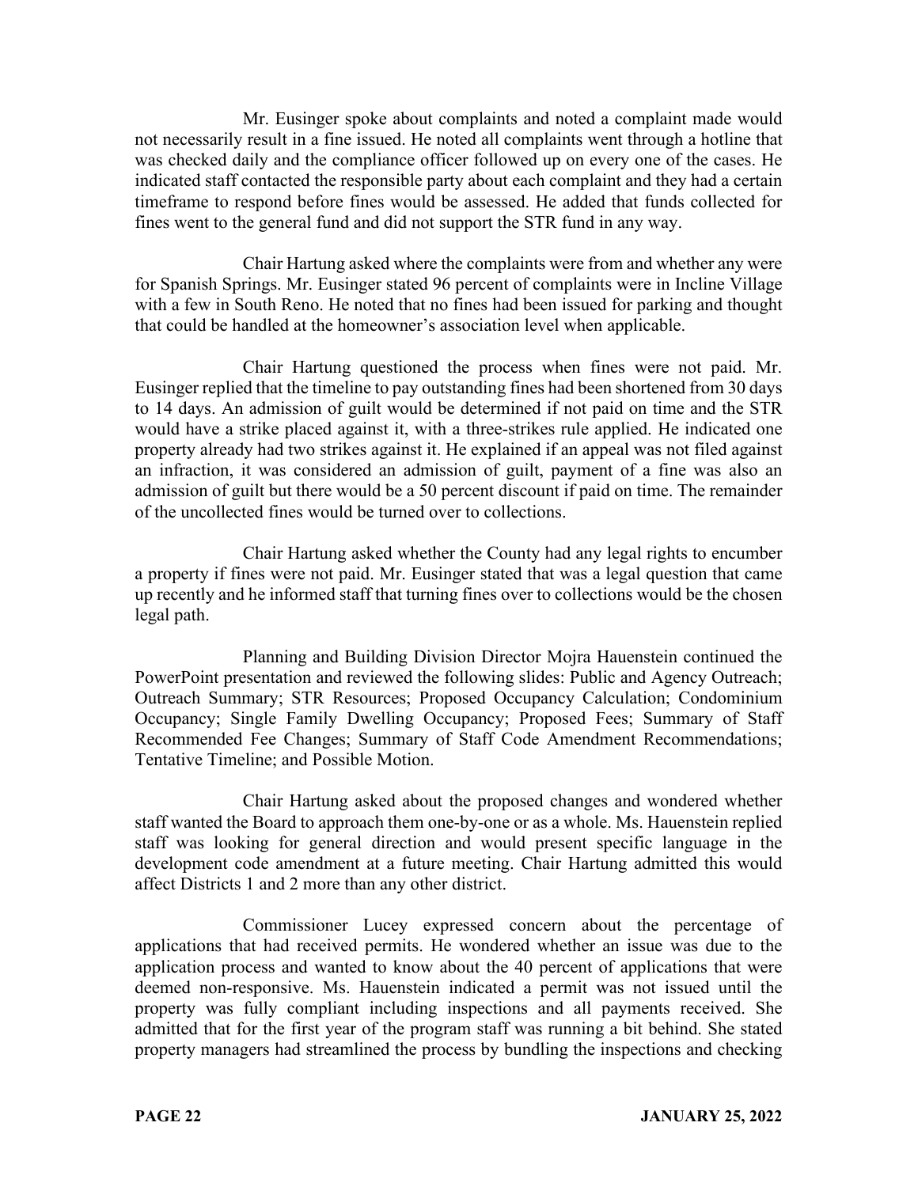Mr. Eusinger spoke about complaints and noted a complaint made would not necessarily result in a fine issued. He noted all complaints went through a hotline that was checked daily and the compliance officer followed up on every one of the cases. He indicated staff contacted the responsible party about each complaint and they had a certain timeframe to respond before fines would be assessed. He added that funds collected for fines went to the general fund and did not support the STR fund in any way.

Chair Hartung asked where the complaints were from and whether any were for Spanish Springs. Mr. Eusinger stated 96 percent of complaints were in Incline Village with a few in South Reno. He noted that no fines had been issued for parking and thought that could be handled at the homeowner's association level when applicable.

Chair Hartung questioned the process when fines were not paid. Mr. Eusinger replied that the timeline to pay outstanding fines had been shortened from 30 days to 14 days. An admission of guilt would be determined if not paid on time and the STR would have a strike placed against it, with a three-strikes rule applied. He indicated one property already had two strikes against it. He explained if an appeal was not filed against an infraction, it was considered an admission of guilt, payment of a fine was also an admission of guilt but there would be a 50 percent discount if paid on time. The remainder of the uncollected fines would be turned over to collections.

Chair Hartung asked whether the County had any legal rights to encumber a property if fines were not paid. Mr. Eusinger stated that was a legal question that came up recently and he informed staff that turning fines over to collections would be the chosen legal path.

Planning and Building Division Director Mojra Hauenstein continued the PowerPoint presentation and reviewed the following slides: Public and Agency Outreach; Outreach Summary; STR Resources; Proposed Occupancy Calculation; Condominium Occupancy; Single Family Dwelling Occupancy; Proposed Fees; Summary of Staff Recommended Fee Changes; Summary of Staff Code Amendment Recommendations; Tentative Timeline; and Possible Motion.

Chair Hartung asked about the proposed changes and wondered whether staff wanted the Board to approach them one-by-one or as a whole. Ms. Hauenstein replied staff was looking for general direction and would present specific language in the development code amendment at a future meeting. Chair Hartung admitted this would affect Districts 1 and 2 more than any other district.

Commissioner Lucey expressed concern about the percentage of applications that had received permits. He wondered whether an issue was due to the application process and wanted to know about the 40 percent of applications that were deemed non-responsive. Ms. Hauenstein indicated a permit was not issued until the property was fully compliant including inspections and all payments received. She admitted that for the first year of the program staff was running a bit behind. She stated property managers had streamlined the process by bundling the inspections and checking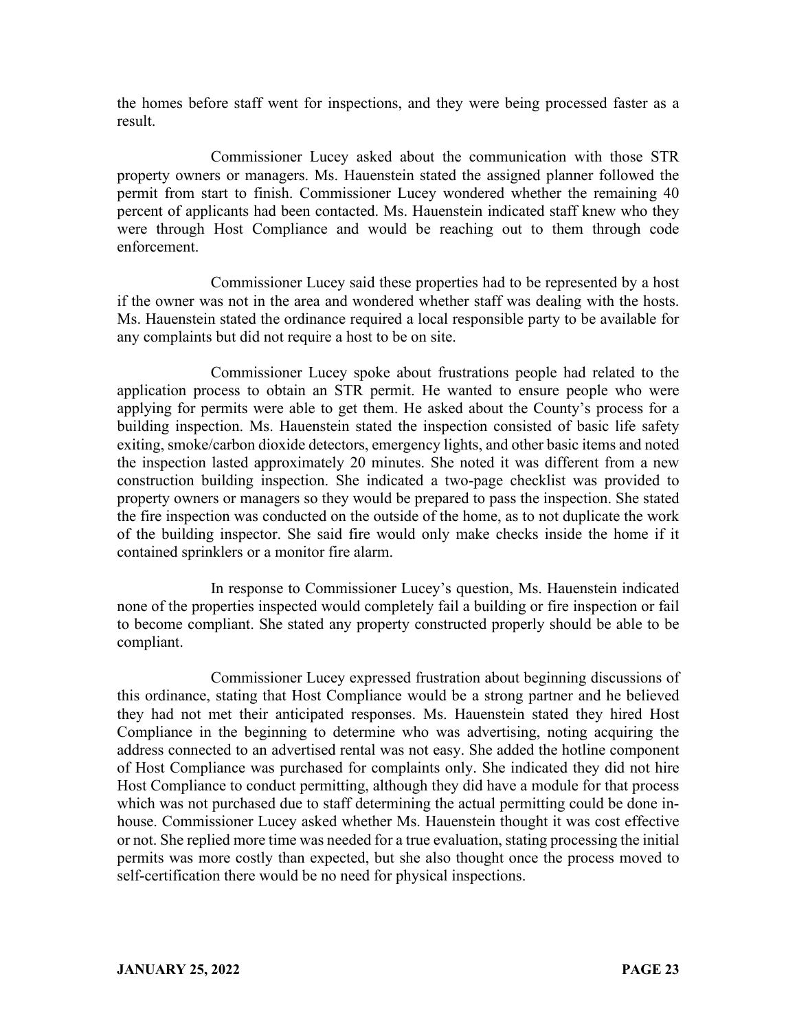the homes before staff went for inspections, and they were being processed faster as a result.

Commissioner Lucey asked about the communication with those STR property owners or managers. Ms. Hauenstein stated the assigned planner followed the permit from start to finish. Commissioner Lucey wondered whether the remaining 40 percent of applicants had been contacted. Ms. Hauenstein indicated staff knew who they were through Host Compliance and would be reaching out to them through code enforcement.

Commissioner Lucey said these properties had to be represented by a host if the owner was not in the area and wondered whether staff was dealing with the hosts. Ms. Hauenstein stated the ordinance required a local responsible party to be available for any complaints but did not require a host to be on site.

Commissioner Lucey spoke about frustrations people had related to the application process to obtain an STR permit. He wanted to ensure people who were applying for permits were able to get them. He asked about the County's process for a building inspection. Ms. Hauenstein stated the inspection consisted of basic life safety exiting, smoke/carbon dioxide detectors, emergency lights, and other basic items and noted the inspection lasted approximately 20 minutes. She noted it was different from a new construction building inspection. She indicated a two-page checklist was provided to property owners or managers so they would be prepared to pass the inspection. She stated the fire inspection was conducted on the outside of the home, as to not duplicate the work of the building inspector. She said fire would only make checks inside the home if it contained sprinklers or a monitor fire alarm.

In response to Commissioner Lucey's question, Ms. Hauenstein indicated none of the properties inspected would completely fail a building or fire inspection or fail to become compliant. She stated any property constructed properly should be able to be compliant.

Commissioner Lucey expressed frustration about beginning discussions of this ordinance, stating that Host Compliance would be a strong partner and he believed they had not met their anticipated responses. Ms. Hauenstein stated they hired Host Compliance in the beginning to determine who was advertising, noting acquiring the address connected to an advertised rental was not easy. She added the hotline component of Host Compliance was purchased for complaints only. She indicated they did not hire Host Compliance to conduct permitting, although they did have a module for that process which was not purchased due to staff determining the actual permitting could be done in-house. Commissioner Lucey asked whether Ms. Hauenstein thought it was cost effective or not. She replied more time was needed for a true evaluation, stating processing the initial permits was more costly than expected, but she also thought once the process moved to self-certification there would be no need for physical inspections.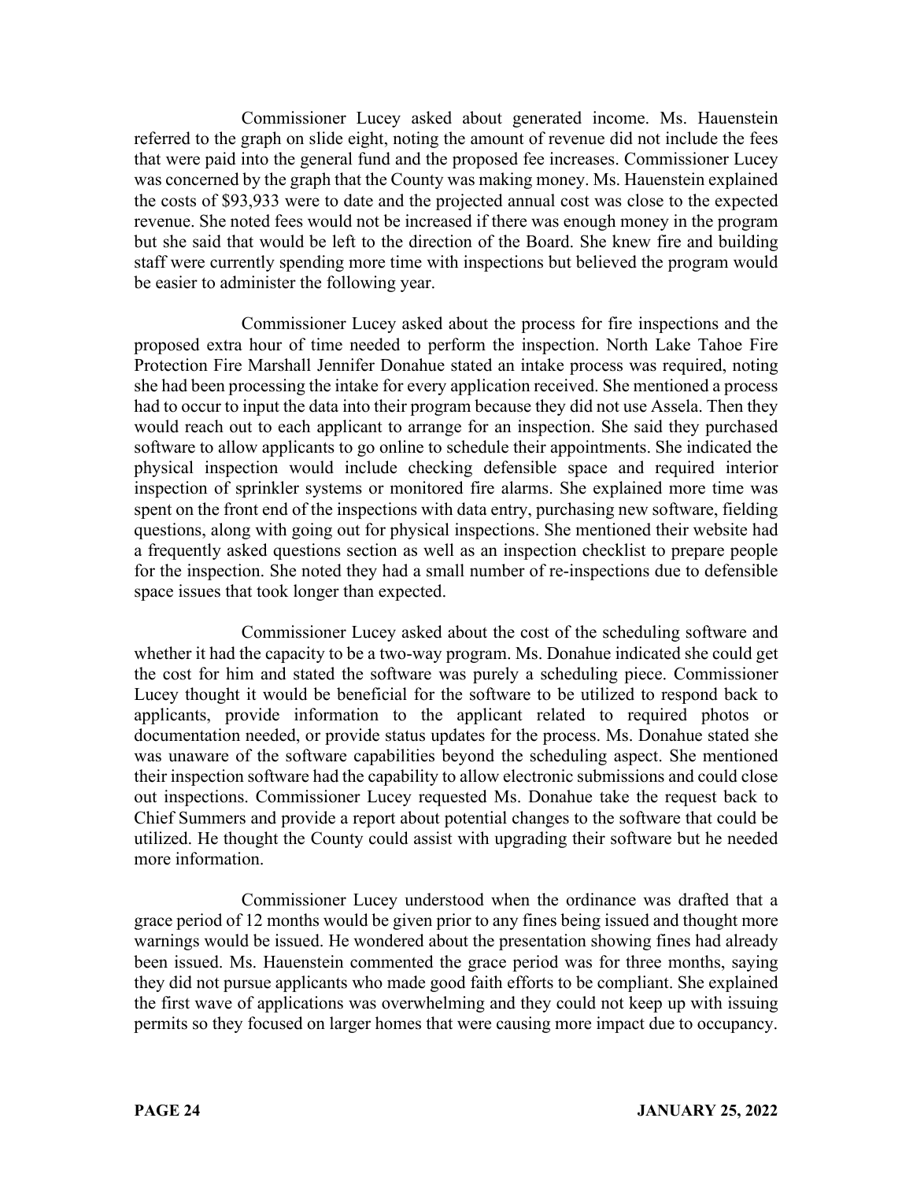Commissioner Lucey asked about generated income. Ms. Hauenstein referred to the graph on slide eight, noting the amount of revenue did not include the fees that were paid into the general fund and the proposed fee increases. Commissioner Lucey was concerned by the graph that the County was making money. Ms. Hauenstein explained the costs of $93,933 were to date and the projected annual cost was close to the expected revenue. She noted fees would not be increased if there was enough money in the program but she said that would be left to the direction of the Board. She knew fire and building staff were currently spending more time with inspections but believed the program would be easier to administer the following year.

Commissioner Lucey asked about the process for fire inspections and the proposed extra hour of time needed to perform the inspection. North Lake Tahoe Fire Protection Fire Marshall Jennifer Donahue stated an intake process was required, noting she had been processing the intake for every application received. She mentioned a process had to occur to input the data into their program because they did not use Assela. Then they would reach out to each applicant to arrange for an inspection. She said they purchased software to allow applicants to go online to schedule their appointments. She indicated the physical inspection would include checking defensible space and required interior inspection of sprinkler systems or monitored fire alarms. She explained more time was spent on the front end of the inspections with data entry, purchasing new software, fielding questions, along with going out for physical inspections. She mentioned their website had a frequently asked questions section as well as an inspection checklist to prepare people for the inspection. She noted they had a small number of re-inspections due to defensible space issues that took longer than expected.

Commissioner Lucey asked about the cost of the scheduling software and whether it had the capacity to be a two-way program. Ms. Donahue indicated she could get the cost for him and stated the software was purely a scheduling piece. Commissioner Lucey thought it would be beneficial for the software to be utilized to respond back to applicants, provide information to the applicant related to required photos or documentation needed, or provide status updates for the process. Ms. Donahue stated she was unaware of the software capabilities beyond the scheduling aspect. She mentioned their inspection software had the capability to allow electronic submissions and could close out inspections. Commissioner Lucey requested Ms. Donahue take the request back to Chief Summers and provide a report about potential changes to the software that could be utilized. He thought the County could assist with upgrading their software but he needed more information.

Commissioner Lucey understood when the ordinance was drafted that a grace period of 12 months would be given prior to any fines being issued and thought more warnings would be issued. He wondered about the presentation showing fines had already been issued. Ms. Hauenstein commented the grace period was for three months, saying they did not pursue applicants who made good faith efforts to be compliant. She explained the first wave of applications was overwhelming and they could not keep up with issuing permits so they focused on larger homes that were causing more impact due to occupancy.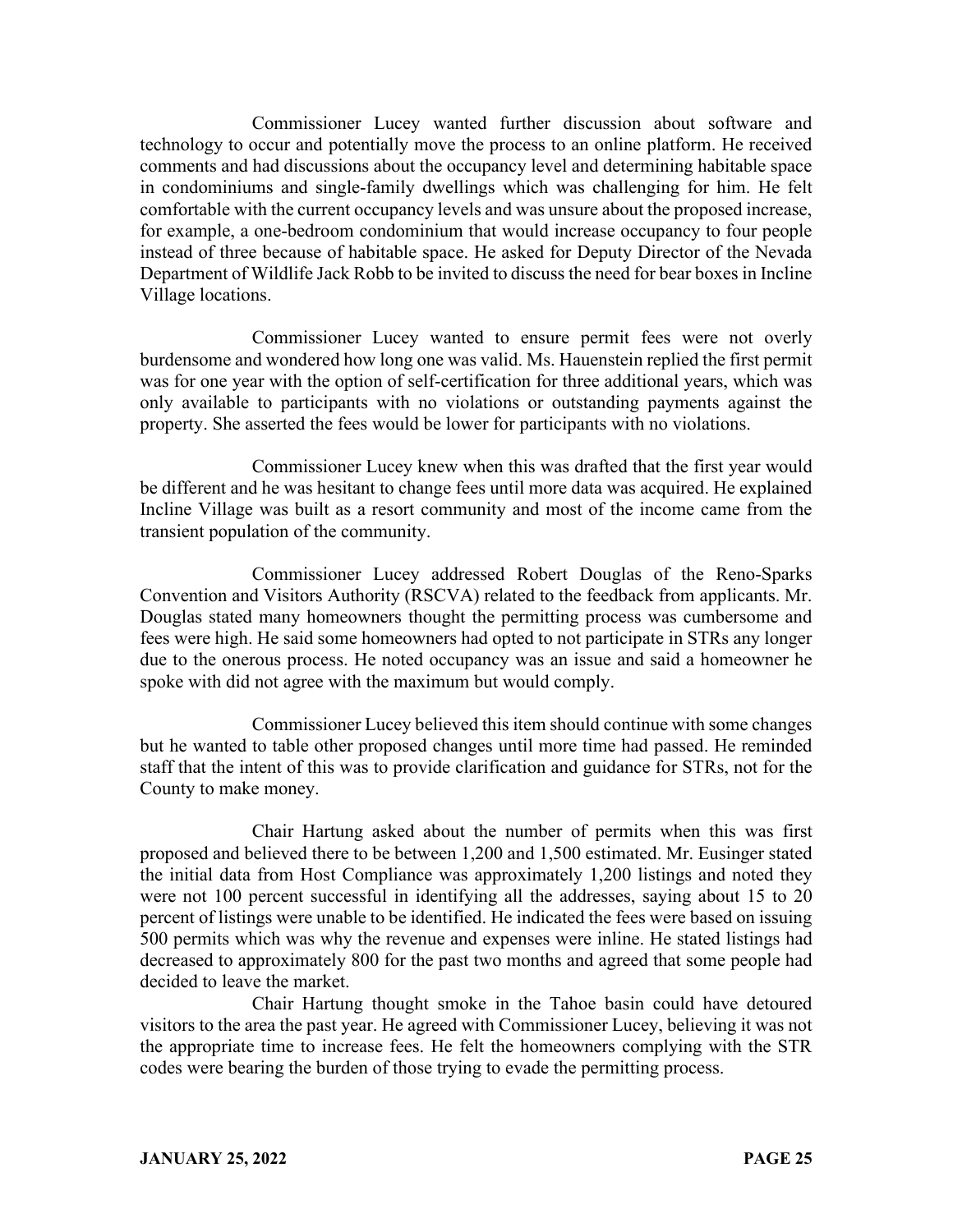Commissioner Lucey wanted further discussion about software and technology to occur and potentially move the process to an online platform. He received comments and had discussions about the occupancy level and determining habitable space in condominiums and single-family dwellings which was challenging for him. He felt comfortable with the current occupancy levels and was unsure about the proposed increase, for example, a one-bedroom condominium that would increase occupancy to four people instead of three because of habitable space. He asked for Deputy Director of the Nevada Department of Wildlife Jack Robb to be invited to discuss the need for bear boxes in Incline Village locations.

Commissioner Lucey wanted to ensure permit fees were not overly burdensome and wondered how long one was valid. Ms. Hauenstein replied the first permit was for one year with the option of self-certification for three additional years, which was only available to participants with no violations or outstanding payments against the property. She asserted the fees would be lower for participants with no violations.

Commissioner Lucey knew when this was drafted that the first year would be different and he was hesitant to change fees until more data was acquired. He explained Incline Village was built as a resort community and most of the income came from the transient population of the community.

Commissioner Lucey addressed Robert Douglas of the Reno-Sparks Convention and Visitors Authority (RSCVA) related to the feedback from applicants. Mr. Douglas stated many homeowners thought the permitting process was cumbersome and fees were high. He said some homeowners had opted to not participate in STRs any longer due to the onerous process. He noted occupancy was an issue and said a homeowner he spoke with did not agree with the maximum but would comply.

Commissioner Lucey believed this item should continue with some changes but he wanted to table other proposed changes until more time had passed. He reminded staff that the intent of this was to provide clarification and guidance for STRs, not for the County to make money.

Chair Hartung asked about the number of permits when this was first proposed and believed there to be between 1,200 and 1,500 estimated. Mr. Eusinger stated the initial data from Host Compliance was approximately 1,200 listings and noted they were not 100 percent successful in identifying all the addresses, saying about 15 to 20 percent of listings were unable to be identified. He indicated the fees were based on issuing 500 permits which was why the revenue and expenses were inline. He stated listings had decreased to approximately 800 for the past two months and agreed that some people had decided to leave the market.

Chair Hartung thought smoke in the Tahoe basin could have detoured visitors to the area the past year. He agreed with Commissioner Lucey, believing it was not the appropriate time to increase fees. He felt the homeowners complying with the STR codes were bearing the burden of those trying to evade the permitting process.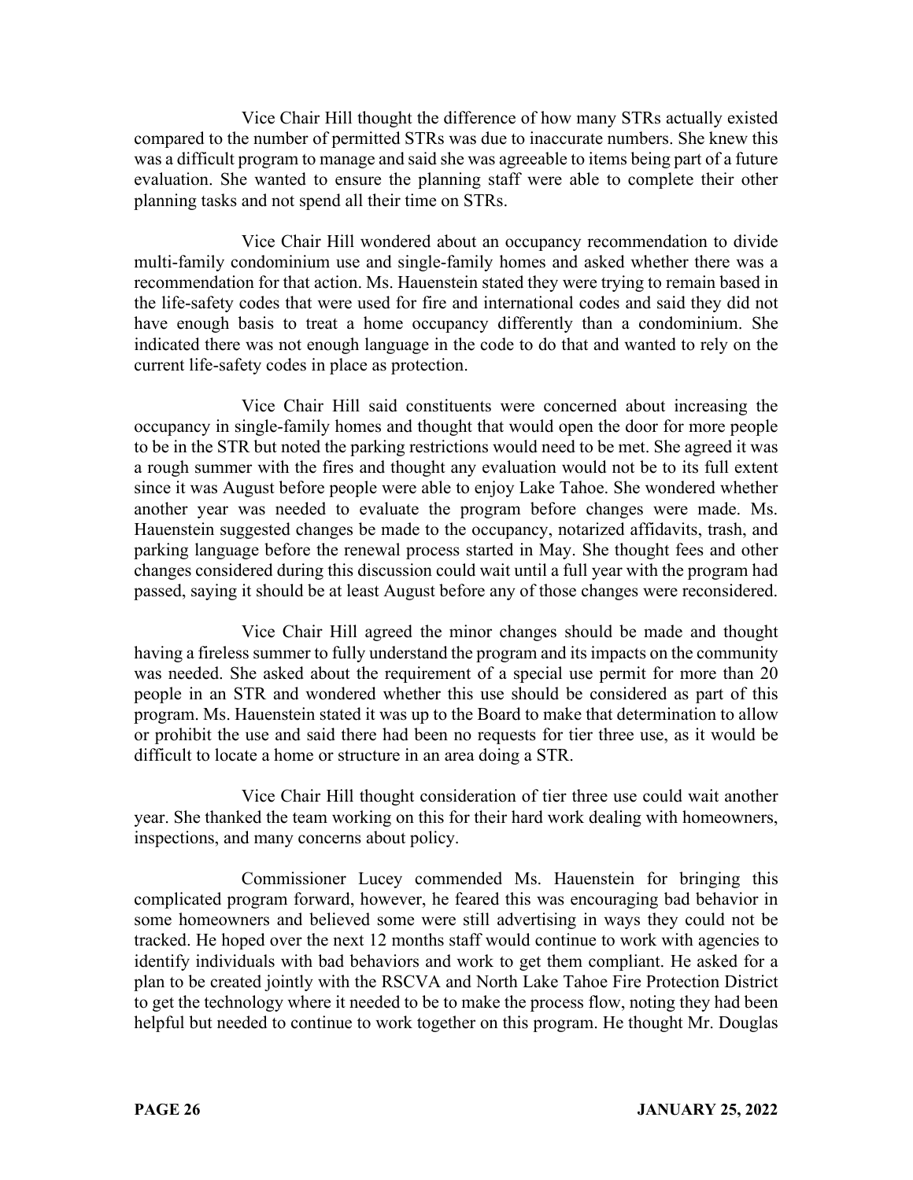Vice Chair Hill thought the difference of how many STRs actually existed compared to the number of permitted STRs was due to inaccurate numbers. She knew this was a difficult program to manage and said she was agreeable to items being part of a future evaluation. She wanted to ensure the planning staff were able to complete their other planning tasks and not spend all their time on STRs.

Vice Chair Hill wondered about an occupancy recommendation to divide multi-family condominium use and single-family homes and asked whether there was a recommendation for that action. Ms. Hauenstein stated they were trying to remain based in the life-safety codes that were used for fire and international codes and said they did not have enough basis to treat a home occupancy differently than a condominium. She indicated there was not enough language in the code to do that and wanted to rely on the current life-safety codes in place as protection.

Vice Chair Hill said constituents were concerned about increasing the occupancy in single-family homes and thought that would open the door for more people to be in the STR but noted the parking restrictions would need to be met. She agreed it was a rough summer with the fires and thought any evaluation would not be to its full extent since it was August before people were able to enjoy Lake Tahoe. She wondered whether another year was needed to evaluate the program before changes were made. Ms. Hauenstein suggested changes be made to the occupancy, notarized affidavits, trash, and parking language before the renewal process started in May. She thought fees and other changes considered during this discussion could wait until a full year with the program had passed, saying it should be at least August before any of those changes were reconsidered.

Vice Chair Hill agreed the minor changes should be made and thought having a fireless summer to fully understand the program and its impacts on the community was needed. She asked about the requirement of a special use permit for more than 20 people in an STR and wondered whether this use should be considered as part of this program. Ms. Hauenstein stated it was up to the Board to make that determination to allow or prohibit the use and said there had been no requests for tier three use, as it would be difficult to locate a home or structure in an area doing a STR.

Vice Chair Hill thought consideration of tier three use could wait another year. She thanked the team working on this for their hard work dealing with homeowners, inspections, and many concerns about policy.

Commissioner Lucey commended Ms. Hauenstein for bringing this complicated program forward, however, he feared this was encouraging bad behavior in some homeowners and believed some were still advertising in ways they could not be tracked. He hoped over the next 12 months staff would continue to work with agencies to identify individuals with bad behaviors and work to get them compliant. He asked for a plan to be created jointly with the RSCVA and North Lake Tahoe Fire Protection District to get the technology where it needed to be to make the process flow, noting they had been helpful but needed to continue to work together on this program. He thought Mr. Douglas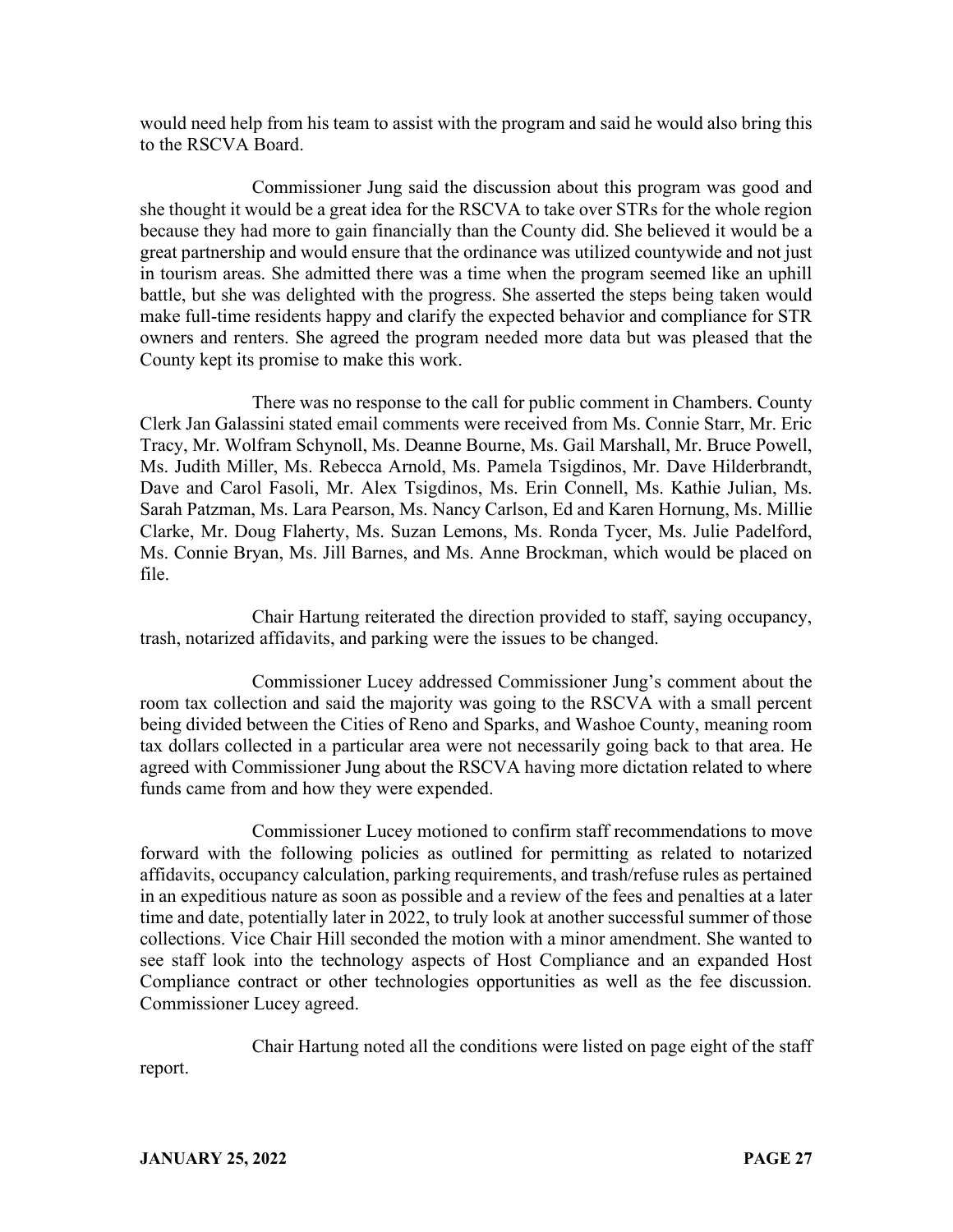would need help from his team to assist with the program and said he would also bring this to the RSCVA Board.

Commissioner Jung said the discussion about this program was good and she thought it would be a great idea for the RSCVA to take over STRs for the whole region because they had more to gain financially than the County did. She believed it would be a great partnership and would ensure that the ordinance was utilized countywide and not just in tourism areas. She admitted there was a time when the program seemed like an uphill battle, but she was delighted with the progress. She asserted the steps being taken would make full-time residents happy and clarify the expected behavior and compliance for STR owners and renters. She agreed the program needed more data but was pleased that the County kept its promise to make this work.

There was no response to the call for public comment in Chambers. County Clerk Jan Galassini stated email comments were received from Ms. Connie Starr, Mr. Eric Tracy, Mr. Wolfram Schynoll, Ms. Deanne Bourne, Ms. Gail Marshall, Mr. Bruce Powell, Ms. Judith Miller, Ms. Rebecca Arnold, Ms. Pamela Tsigdinos, Mr. Dave Hilderbrandt, Dave and Carol Fasoli, Mr. Alex Tsigdinos, Ms. Erin Connell, Ms. Kathie Julian, Ms. Sarah Patzman, Ms. Lara Pearson, Ms. Nancy Carlson, Ed and Karen Hornung, Ms. Millie Clarke, Mr. Doug Flaherty, Ms. Suzan Lemons, Ms. Ronda Tycer, Ms. Julie Padelford, Ms. Connie Bryan, Ms. Jill Barnes, and Ms. Anne Brockman, which would be placed on file.

Chair Hartung reiterated the direction provided to staff, saying occupancy, trash, notarized affidavits, and parking were the issues to be changed.

Commissioner Lucey addressed Commissioner Jung's comment about the room tax collection and said the majority was going to the RSCVA with a small percent being divided between the Cities of Reno and Sparks, and Washoe County, meaning room tax dollars collected in a particular area were not necessarily going back to that area. He agreed with Commissioner Jung about the RSCVA having more dictation related to where funds came from and how they were expended.

Commissioner Lucey motioned to confirm staff recommendations to move forward with the following policies as outlined for permitting as related to notarized affidavits, occupancy calculation, parking requirements, and trash/refuse rules as pertained in an expeditious nature as soon as possible and a review of the fees and penalties at a later time and date, potentially later in 2022, to truly look at another successful summer of those collections. Vice Chair Hill seconded the motion with a minor amendment. She wanted to see staff look into the technology aspects of Host Compliance and an expanded Host Compliance contract or other technologies opportunities as well as the fee discussion. Commissioner Lucey agreed.

Chair Hartung noted all the conditions were listed on page eight of the staff report.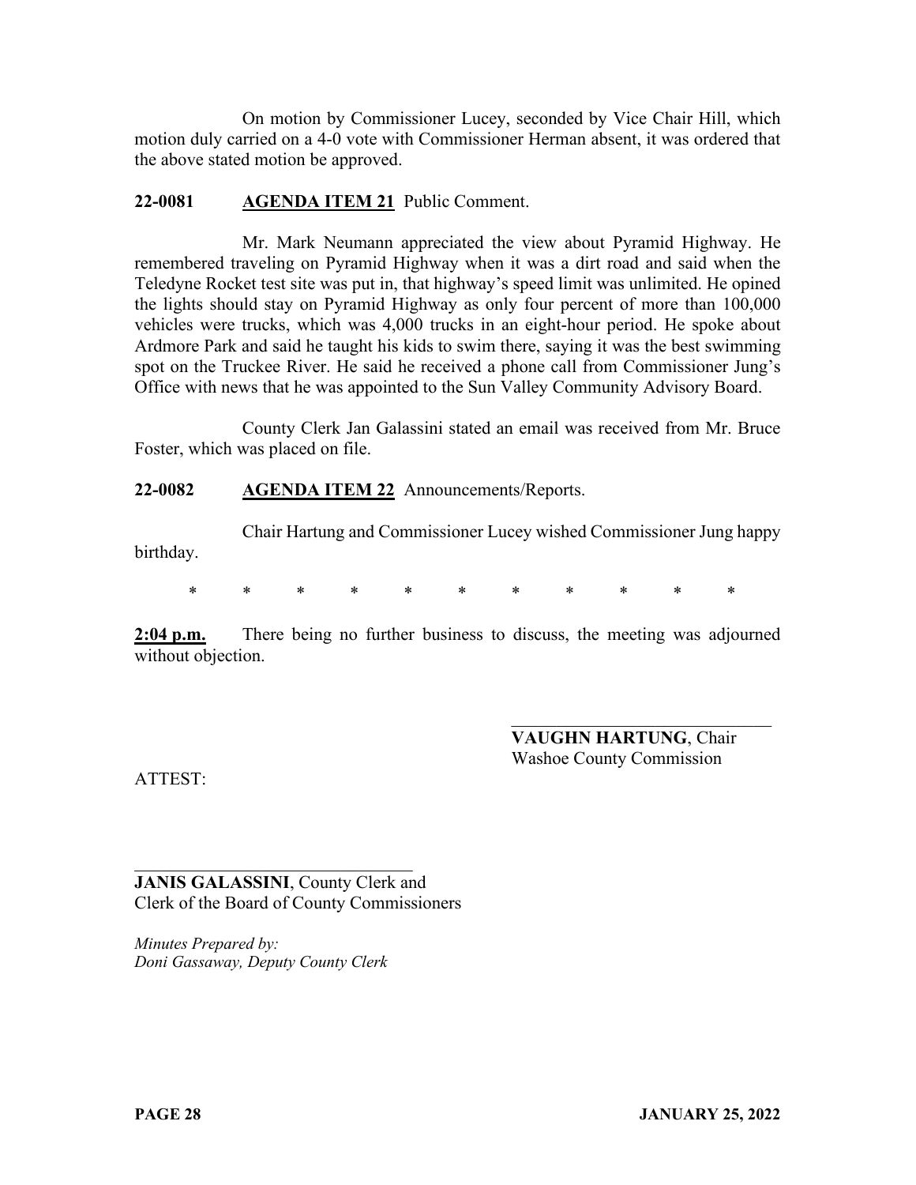On motion by Commissioner Lucey, seconded by Vice Chair Hill, which motion duly carried on a 4-0 vote with Commissioner Herman absent, it was ordered that the above stated motion be approved.

**22-0081** **AGENDA ITEM 21** Public Comment.

Mr. Mark Neumann appreciated the view about Pyramid Highway. He remembered traveling on Pyramid Highway when it was a dirt road and said when the Teledyne Rocket test site was put in, that highway's speed limit was unlimited. He opined the lights should stay on Pyramid Highway as only four percent of more than 100,000 vehicles were trucks, which was 4,000 trucks in an eight-hour period. He spoke about Ardmore Park and said he taught his kids to swim there, saying it was the best swimming spot on the Truckee River. He said he received a phone call from Commissioner Jung's Office with news that he was appointed to the Sun Valley Community Advisory Board.

County Clerk Jan Galassini stated an email was received from Mr. Bruce Foster, which was placed on file.

**22-0082** **AGENDA ITEM 22** Announcements/Reports.

Chair Hartung and Commissioner Lucey wished Commissioner Jung happy birthday.

\* \* \* \* \* \* \* \* \* \* \*

**2:04 p.m.** There being no further business to discuss, the meeting was adjourned without objection.

___________________________
**VAUGHN HARTUNG**, Chair
Washoe County Commission

ATTEST:

___________________________
**JANIS GALASSINI**, County Clerk and
Clerk of the Board of County Commissioners

*Minutes Prepared by:*
*Doni Gassaway, Deputy County Clerk*